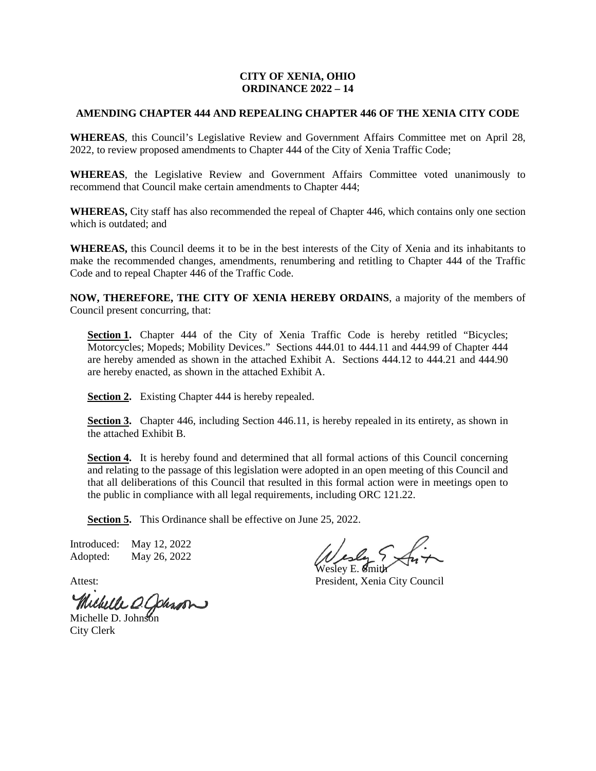# CITY OF XENIA, OHIO
# ORDINANCE 2022 – 14

## AMENDING CHAPTER 444 AND REPEALING CHAPTER 446 OF THE XENIA CITY CODE

**WHEREAS**, this Council's Legislative Review and Government Affairs Committee met on April 28, 2022, to review proposed amendments to Chapter 444 of the City of Xenia Traffic Code;

**WHEREAS**, the Legislative Review and Government Affairs Committee voted unanimously to recommend that Council make certain amendments to Chapter 444;

**WHEREAS,** City staff has also recommended the repeal of Chapter 446, which contains only one section which is outdated; and

**WHEREAS,** this Council deems it to be in the best interests of the City of Xenia and its inhabitants to make the recommended changes, amendments, renumbering and retitling to Chapter 444 of the Traffic Code and to repeal Chapter 446 of the Traffic Code.

**NOW, THEREFORE, THE CITY OF XENIA HEREBY ORDAINS**, a majority of the members of Council present concurring, that:

**Section 1.** Chapter 444 of the City of Xenia Traffic Code is hereby retitled "Bicycles; Motorcycles; Mopeds; Mobility Devices." Sections 444.01 to 444.11 and 444.99 of Chapter 444 are hereby amended as shown in the attached Exhibit A. Sections 444.12 to 444.21 and 444.90 are hereby enacted, as shown in the attached Exhibit A.

**Section 2.** Existing Chapter 444 is hereby repealed.

**Section 3.** Chapter 446, including Section 446.11, is hereby repealed in its entirety, as shown in the attached Exhibit B.

**Section 4.** It is hereby found and determined that all formal actions of this Council concerning and relating to the passage of this legislation were adopted in an open meeting of this Council and that all deliberations of this Council that resulted in this formal action were in meetings open to the public in compliance with all legal requirements, including ORC 121.22.

**Section 5.** This Ordinance shall be effective on June 25, 2022.

Introduced: May 12, 2022
Adopted: May 26, 2022

Wesley E. Smith
President, Xenia City Council

Attest:

Michelle D. Johnson
City Clerk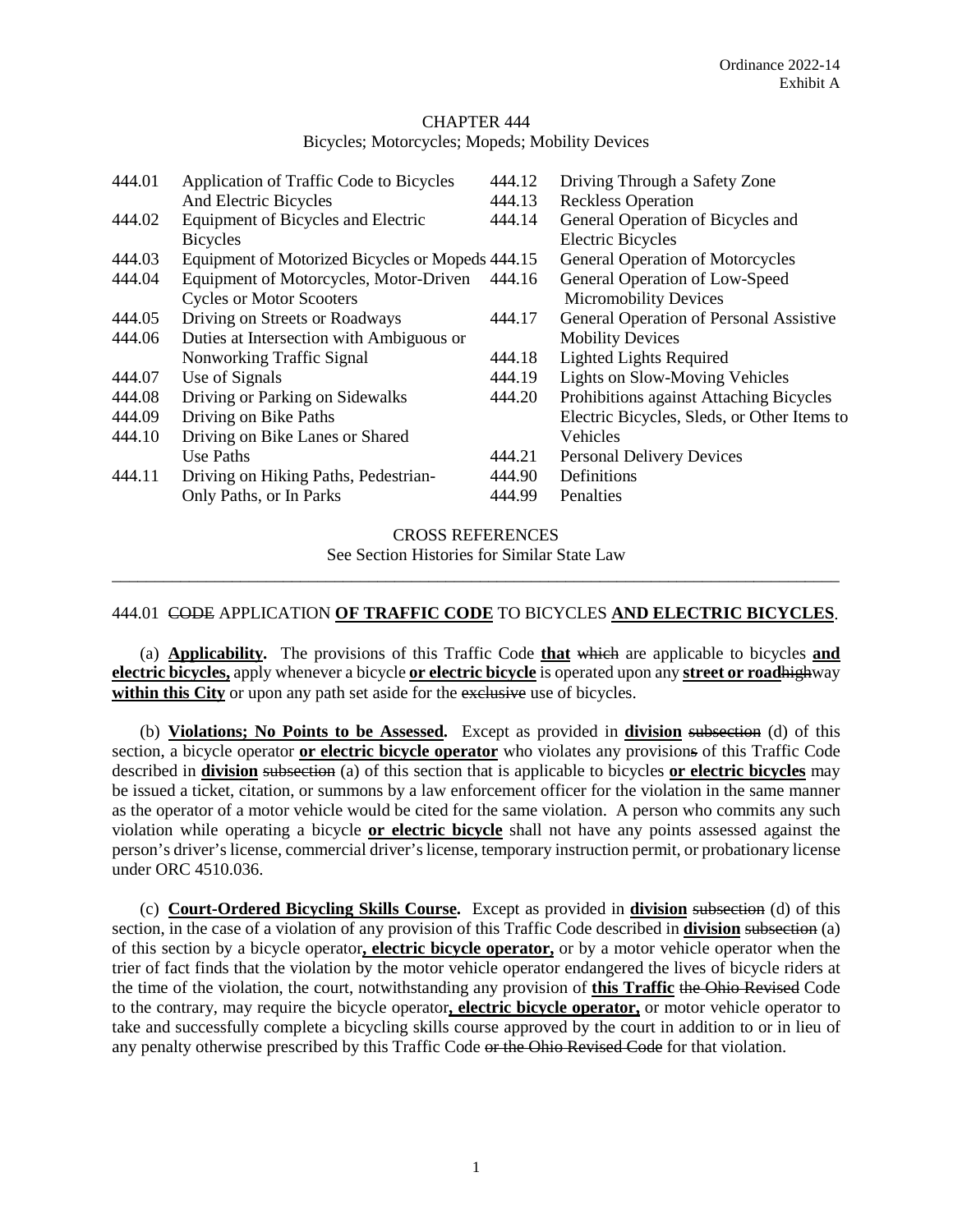# CHAPTER 444
## Bicycles; Motorcycles; Mopeds; Mobility Devices

| | | | |
|---|---|---|---|
| 444.01 | Application of Traffic Code to Bicycles And Electric Bicycles | 444.12 | Driving Through a Safety Zone |
| | | 444.13 | Reckless Operation |
| 444.02 | Equipment of Bicycles and Electric Bicycles | 444.14 | General Operation of Bicycles and Electric Bicycles |
| 444.03 | Equipment of Motorized Bicycles or Mopeds | 444.15 | General Operation of Motorcycles |
| 444.04 | Equipment of Motorcycles, Motor-Driven Cycles or Motor Scooters | 444.16 | General Operation of Low-Speed Micromobility Devices |
| 444.05 | Driving on Streets or Roadways | 444.17 | General Operation of Personal Assistive Mobility Devices |
| 444.06 | Duties at Intersection with Ambiguous or Nonworking Traffic Signal | 444.18 | Lighted Lights Required |
| 444.07 | Use of Signals | 444.19 | Lights on Slow-Moving Vehicles |
| 444.08 | Driving or Parking on Sidewalks | 444.20 | Prohibitions against Attaching Bicycles Electric Bicycles, Sleds, or Other Items to Vehicles |
| 444.09 | Driving on Bike Paths | | |
| 444.10 | Driving on Bike Lanes or Shared Use Paths | 444.21 | Personal Delivery Devices |
| 444.11 | Driving on Hiking Paths, Pedestrian-Only Paths, or In Parks | 444.90 | Definitions |
| | | 444.99 | Penalties |

CROSS REFERENCES
See Section Histories for Similar State Law

---

### 444.01 ~~CODE~~ APPLICATION **OF TRAFFIC CODE** TO BICYCLES **AND ELECTRIC BICYCLES**.

(a) **Applicability.** The provisions of this Traffic Code **that** ~~which~~ are applicable to bicycles **and electric bicycles,** apply whenever a bicycle **or electric bicycle** is operated upon any **street or road**~~high~~way **within this City** or upon any path set aside for the ~~exclusive~~ use of bicycles.

(b) **Violations; No Points to be Assessed.** Except as provided in **division** ~~subsection~~ (d) of this section, a bicycle operator **or electric bicycle operator** who violates any provision~~s~~ of this Traffic Code described in **division** ~~subsection~~ (a) of this section that is applicable to bicycles **or electric bicycles** may be issued a ticket, citation, or summons by a law enforcement officer for the violation in the same manner as the operator of a motor vehicle would be cited for the same violation. A person who commits any such violation while operating a bicycle **or electric bicycle** shall not have any points assessed against the person's driver's license, commercial driver's license, temporary instruction permit, or probationary license under ORC 4510.036.

(c) **Court-Ordered Bicycling Skills Course.** Except as provided in **division** ~~subsection~~ (d) of this section, in the case of a violation of any provision of this Traffic Code described in **division** ~~subsection~~ (a) of this section by a bicycle operator**, electric bicycle operator,** or by a motor vehicle operator when the trier of fact finds that the violation by the motor vehicle operator endangered the lives of bicycle riders at the time of the violation, the court, notwithstanding any provision of **this Traffic** ~~the Ohio Revised~~ Code to the contrary, may require the bicycle operator**, electric bicycle operator,** or motor vehicle operator to take and successfully complete a bicycling skills course approved by the court in addition to or in lieu of any penalty otherwise prescribed by this Traffic Code ~~or the Ohio Revised Code~~ for that violation.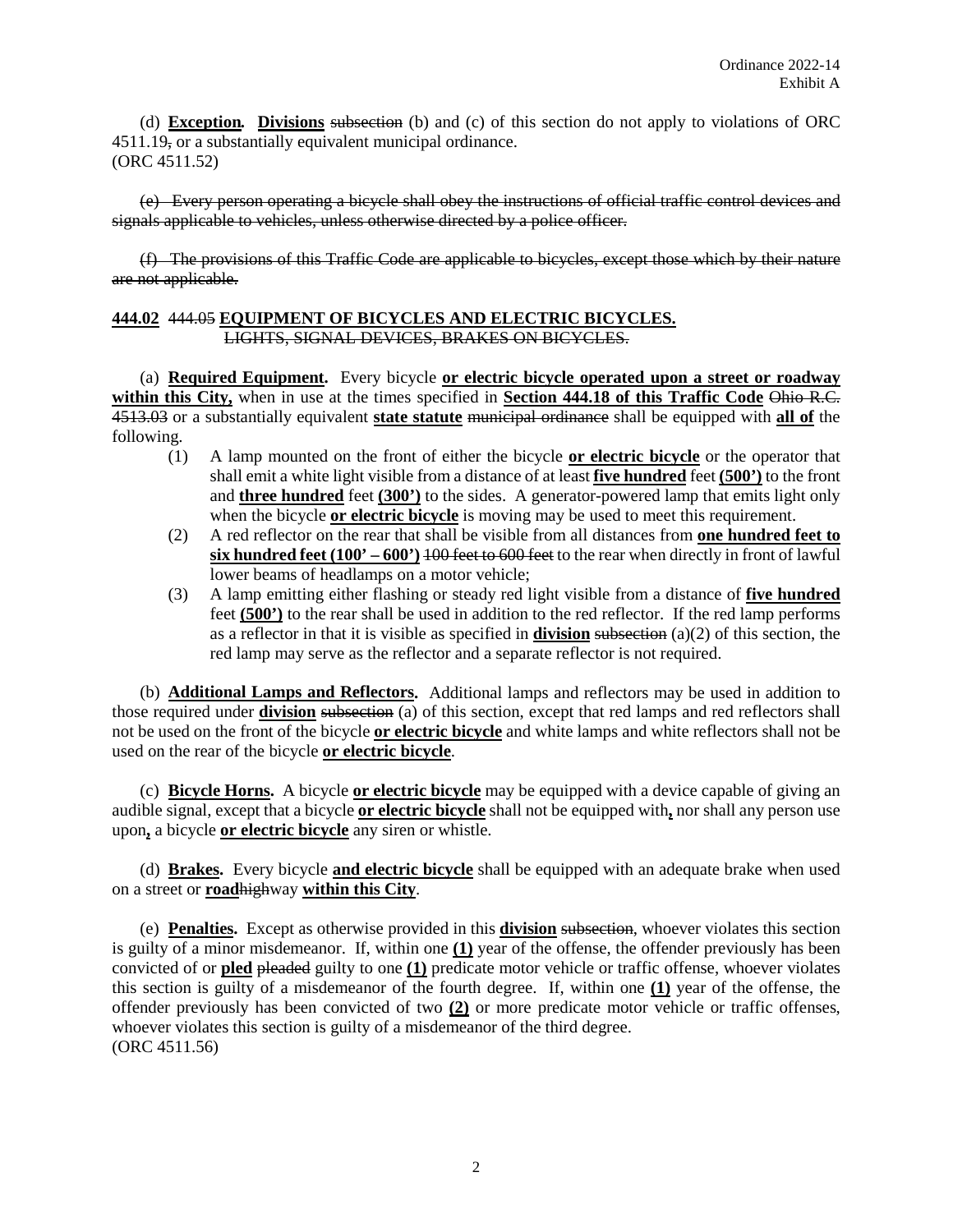(d) ***Exception.*** **Divisions** ~~subsection~~ (b) and (c) of this section do not apply to violations of ORC 4511.19~~,~~ or a substantially equivalent municipal ordinance.
(ORC 4511.52)

~~(e) Every person operating a bicycle shall obey the instructions of official traffic control devices and signals applicable to vehicles, unless otherwise directed by a police officer.~~

~~(f) The provisions of this Traffic Code are applicable to bicycles, except those which by their nature are not applicable.~~

**444.02** ~~444.05~~ **EQUIPMENT OF BICYCLES AND ELECTRIC BICYCLES.**
~~LIGHTS, SIGNAL DEVICES, BRAKES ON BICYCLES.~~

(a) **Required Equipment.** Every bicycle **or electric bicycle operated upon a street or roadway within this City,** when in use at the times specified in **Section 444.18 of this Traffic Code** ~~Ohio R.C. 4513.03~~ or a substantially equivalent **state statute** ~~municipal ordinance~~ shall be equipped with **all of** the following.

(1) A lamp mounted on the front of either the bicycle **or electric bicycle** or the operator that shall emit a white light visible from a distance of at least **five hundred** feet **(500')** to the front and **three hundred** feet **(300')** to the sides. A generator-powered lamp that emits light only when the bicycle **or electric bicycle** is moving may be used to meet this requirement.

(2) A red reflector on the rear that shall be visible from all distances from **one hundred feet to six hundred feet (100' – 600')** ~~100 feet to 600 feet~~ to the rear when directly in front of lawful lower beams of headlamps on a motor vehicle;

(3) A lamp emitting either flashing or steady red light visible from a distance of **five hundred** feet **(500')** to the rear shall be used in addition to the red reflector. If the red lamp performs as a reflector in that it is visible as specified in **division** ~~subsection~~ (a)(2) of this section, the red lamp may serve as the reflector and a separate reflector is not required.

(b) **Additional Lamps and Reflectors.** Additional lamps and reflectors may be used in addition to those required under **division** ~~subsection~~ (a) of this section, except that red lamps and red reflectors shall not be used on the front of the bicycle **or electric bicycle** and white lamps and white reflectors shall not be used on the rear of the bicycle **or electric bicycle**.

(c) **Bicycle Horns.** A bicycle **or electric bicycle** may be equipped with a device capable of giving an audible signal, except that a bicycle **or electric bicycle** shall not be equipped with**,** nor shall any person use upon**,** a bicycle **or electric bicycle** any siren or whistle.

(d) **Brakes.** Every bicycle **and electric bicycle** shall be equipped with an adequate brake when used on a street or **road**~~high~~way **within this City**.

(e) **Penalties.** Except as otherwise provided in this **division** ~~subsection~~, whoever violates this section is guilty of a minor misdemeanor. If, within one **(1)** year of the offense, the offender previously has been convicted of or **pled** ~~pleaded~~ guilty to one **(1)** predicate motor vehicle or traffic offense, whoever violates this section is guilty of a misdemeanor of the fourth degree. If, within one **(1)** year of the offense, the offender previously has been convicted of two **(2)** or more predicate motor vehicle or traffic offenses, whoever violates this section is guilty of a misdemeanor of the third degree.
(ORC 4511.56)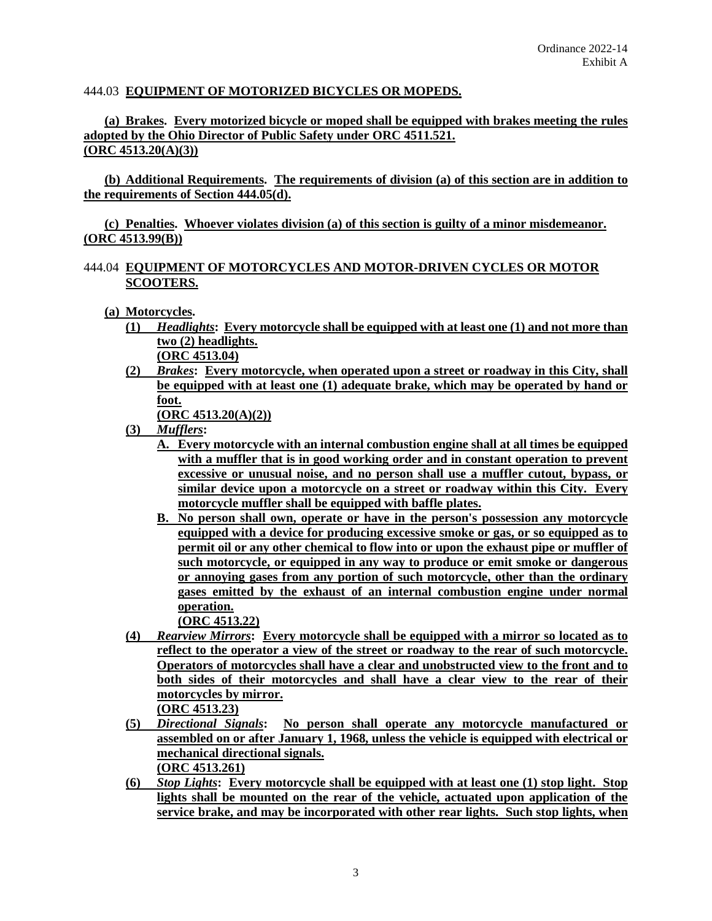444.03 **EQUIPMENT OF MOTORIZED BICYCLES OR MOPEDS.**

**(a) Brakes. Every motorized bicycle or moped shall be equipped with brakes meeting the rules adopted by the Ohio Director of Public Safety under ORC 4511.521.**
**(ORC 4513.20(A)(3))**

**(b) Additional Requirements. The requirements of division (a) of this section are in addition to the requirements of Section 444.05(d).**

**(c) Penalties. Whoever violates division (a) of this section is guilty of a minor misdemeanor.**
**(ORC 4513.99(B))**

444.04 **EQUIPMENT OF MOTORCYCLES AND MOTOR-DRIVEN CYCLES OR MOTOR SCOOTERS.**

**(a) Motorcycles.**

**(1)** ***Headlights*****: Every motorcycle shall be equipped with at least one (1) and not more than two (2) headlights.**
**(ORC 4513.04)**

**(2)** ***Brakes*****: Every motorcycle, when operated upon a street or roadway in this City, shall be equipped with at least one (1) adequate brake, which may be operated by hand or foot.**
**(ORC 4513.20(A)(2))**

**(3)** ***Mufflers*****:**

**A. Every motorcycle with an internal combustion engine shall at all times be equipped with a muffler that is in good working order and in constant operation to prevent excessive or unusual noise, and no person shall use a muffler cutout, bypass, or similar device upon a motorcycle on a street or roadway within this City. Every motorcycle muffler shall be equipped with baffle plates.**

**B. No person shall own, operate or have in the person's possession any motorcycle equipped with a device for producing excessive smoke or gas, or so equipped as to permit oil or any other chemical to flow into or upon the exhaust pipe or muffler of such motorcycle, or equipped in any way to produce or emit smoke or dangerous or annoying gases from any portion of such motorcycle, other than the ordinary gases emitted by the exhaust of an internal combustion engine under normal operation.**
**(ORC 4513.22)**

**(4)** ***Rearview Mirrors*****: Every motorcycle shall be equipped with a mirror so located as to reflect to the operator a view of the street or roadway to the rear of such motorcycle. Operators of motorcycles shall have a clear and unobstructed view to the front and to both sides of their motorcycles and shall have a clear view to the rear of their motorcycles by mirror.**
**(ORC 4513.23)**

**(5)** ***Directional Signals*****: No person shall operate any motorcycle manufactured or assembled on or after January 1, 1968, unless the vehicle is equipped with electrical or mechanical directional signals.**
**(ORC 4513.261)**

**(6)** ***Stop Lights*****: Every motorcycle shall be equipped with at least one (1) stop light. Stop lights shall be mounted on the rear of the vehicle, actuated upon application of the service brake, and may be incorporated with other rear lights. Such stop lights, when**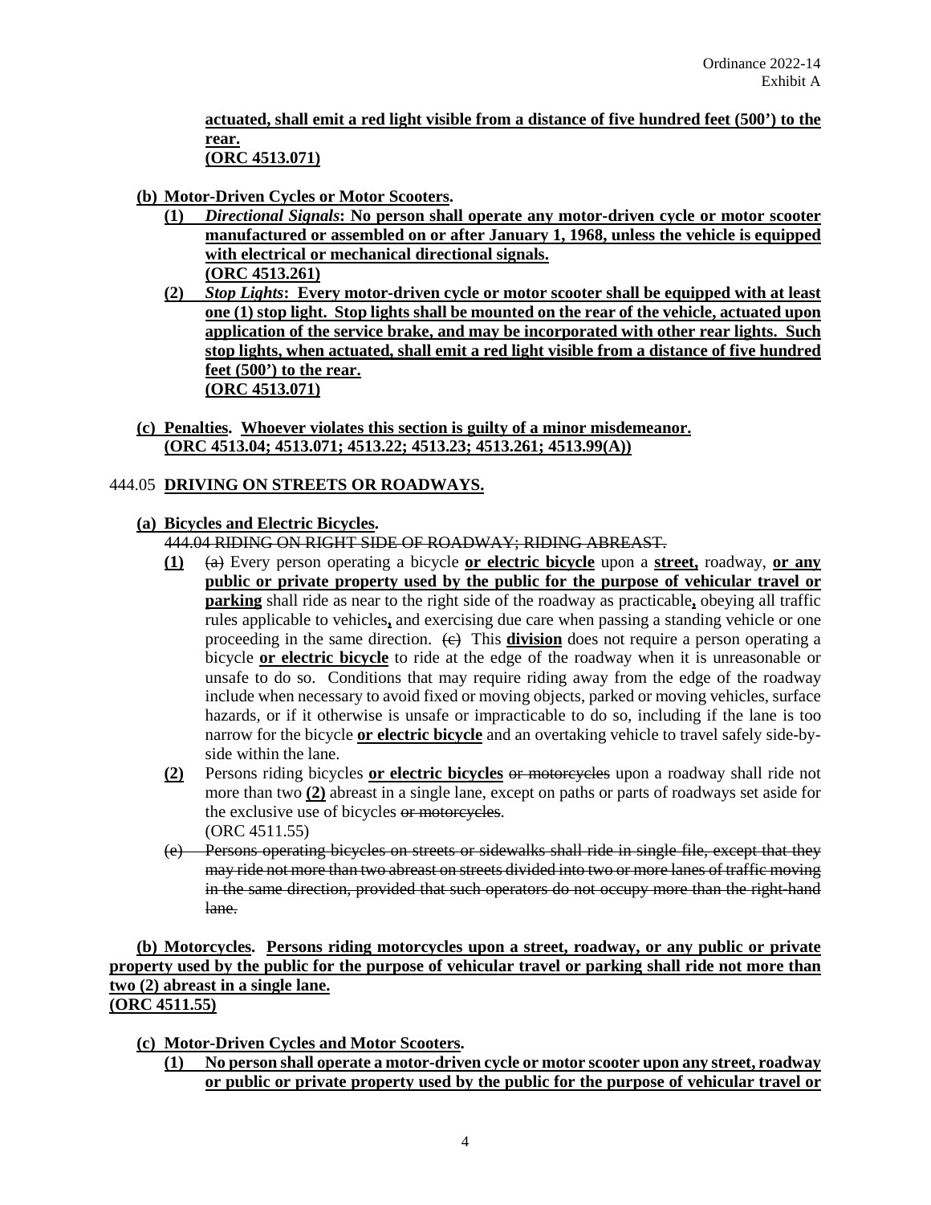**actuated, shall emit a red light visible from a distance of five hundred feet (500') to the rear.**
**(ORC 4513.071)**

**(b) Motor-Driven Cycles or Motor Scooters.**

**(1)** ***Directional Signals*****: No person shall operate any motor-driven cycle or motor scooter manufactured or assembled on or after January 1, 1968, unless the vehicle is equipped with electrical or mechanical directional signals.**
**(ORC 4513.261)**

**(2)** ***Stop Lights*****: Every motor-driven cycle or motor scooter shall be equipped with at least one (1) stop light. Stop lights shall be mounted on the rear of the vehicle, actuated upon application of the service brake, and may be incorporated with other rear lights. Such stop lights, when actuated, shall emit a red light visible from a distance of five hundred feet (500') to the rear.**
**(ORC 4513.071)**

**(c) Penalties. Whoever violates this section is guilty of a minor misdemeanor.**
**(ORC 4513.04; 4513.071; 4513.22; 4513.23; 4513.261; 4513.99(A))**

444.05 **DRIVING ON STREETS OR ROADWAYS.**

**(a) Bicycles and Electric Bicycles.**

~~444.04 RIDING ON RIGHT SIDE OF ROADWAY; RIDING ABREAST.~~

**(1)** ~~(a)~~ Every person operating a bicycle **or electric bicycle** upon a **street,** roadway, **or any public or private property used by the public for the purpose of vehicular travel or parking** shall ride as near to the right side of the roadway as practicable**,** obeying all traffic rules applicable to vehicles**,** and exercising due care when passing a standing vehicle or one proceeding in the same direction. ~~(c)~~ This **division** does not require a person operating a bicycle **or electric bicycle** to ride at the edge of the roadway when it is unreasonable or unsafe to do so. Conditions that may require riding away from the edge of the roadway include when necessary to avoid fixed or moving objects, parked or moving vehicles, surface hazards, or if it otherwise is unsafe or impracticable to do so, including if the lane is too narrow for the bicycle **or electric bicycle** and an overtaking vehicle to travel safely side-by-side within the lane.

**(2)** Persons riding bicycles **or electric bicycles** ~~or motorcycles~~ upon a roadway shall ride not more than two **(2)** abreast in a single lane, except on paths or parts of roadways set aside for the exclusive use of bicycles ~~or motorcycles~~.
(ORC 4511.55)

~~(e) Persons operating bicycles on streets or sidewalks shall ride in single file, except that they may ride not more than two abreast on streets divided into two or more lanes of traffic moving in the same direction, provided that such operators do not occupy more than the right-hand lane.~~

**(b) Motorcycles. Persons riding motorcycles upon a street, roadway, or any public or private property used by the public for the purpose of vehicular travel or parking shall ride not more than two (2) abreast in a single lane.**
**(ORC 4511.55)**

**(c) Motor-Driven Cycles and Motor Scooters.**

**(1) No person shall operate a motor-driven cycle or motor scooter upon any street, roadway or public or private property used by the public for the purpose of vehicular travel or**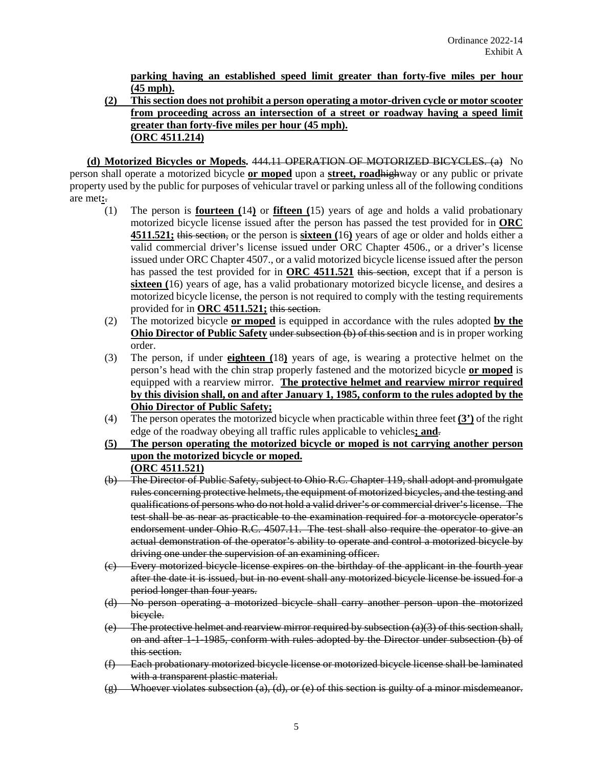**parking having an established speed limit greater than forty-five miles per hour (45 mph).**

**(2) This section does not prohibit a person operating a motor-driven cycle or motor scooter from proceeding across an intersection of a street or roadway having a speed limit greater than forty-five miles per hour (45 mph).**
**(ORC 4511.214)**

**(d) Motorized Bicycles or Mopeds.** ~~444.11 OPERATION OF MOTORIZED BICYCLES. (a)~~ No person shall operate a motorized bicycle **or moped** upon a **street, road**~~high~~way or any public or private property used by the public for purposes of vehicular travel or parking unless all of the following conditions are met**:**~~.~~

(1) The person is **fourteen (**14**)** or **fifteen (**15) years of age and holds a valid probationary motorized bicycle license issued after the person has passed the test provided for in **ORC 4511.521;** ~~this section,~~ or the person is **sixteen (**16**)** years of age or older and holds either a valid commercial driver's license issued under ORC Chapter 4506., or a driver's license issued under ORC Chapter 4507., or a valid motorized bicycle license issued after the person has passed the test provided for in **ORC 4511.521** ~~this section~~, except that if a person is **sixteen (**16) years of age, has a valid probationary motorized bicycle license, and desires a motorized bicycle license, the person is not required to comply with the testing requirements provided for in **ORC 4511.521;** ~~this section.~~

(2) The motorized bicycle **or moped** is equipped in accordance with the rules adopted **by the Ohio Director of Public Safety** ~~under subsection (b) of this section~~ and is in proper working order.

(3) The person, if under **eighteen (**18**)** years of age, is wearing a protective helmet on the person's head with the chin strap properly fastened and the motorized bicycle **or moped** is equipped with a rearview mirror. **The protective helmet and rearview mirror required by this division shall, on and after January 1, 1985, conform to the rules adopted by the Ohio Director of Public Safety;**

(4) The person operates the motorized bicycle when practicable within three feet **(3')** of the right edge of the roadway obeying all traffic rules applicable to vehicles**; and**~~.~~

**(5) The person operating the motorized bicycle or moped is not carrying another person upon the motorized bicycle or moped.**
**(ORC 4511.521)**

~~(b) The Director of Public Safety, subject to Ohio R.C. Chapter 119, shall adopt and promulgate rules concerning protective helmets, the equipment of motorized bicycles, and the testing and qualifications of persons who do not hold a valid driver's or commercial driver's license. The test shall be as near as practicable to the examination required for a motorcycle operator's endorsement under Ohio R.C. 4507.11. The test shall also require the operator to give an actual demonstration of the operator's ability to operate and control a motorized bicycle by driving one under the supervision of an examining officer.~~

~~(c) Every motorized bicycle license expires on the birthday of the applicant in the fourth year after the date it is issued, but in no event shall any motorized bicycle license be issued for a period longer than four years.~~

~~(d) No person operating a motorized bicycle shall carry another person upon the motorized bicycle.~~

~~(e) The protective helmet and rearview mirror required by subsection (a)(3) of this section shall, on and after 1-1-1985, conform with rules adopted by the Director under subsection (b) of this section.~~

~~(f) Each probationary motorized bicycle license or motorized bicycle license shall be laminated with a transparent plastic material.~~

~~(g) Whoever violates subsection (a), (d), or (e) of this section is guilty of a minor misdemeanor.~~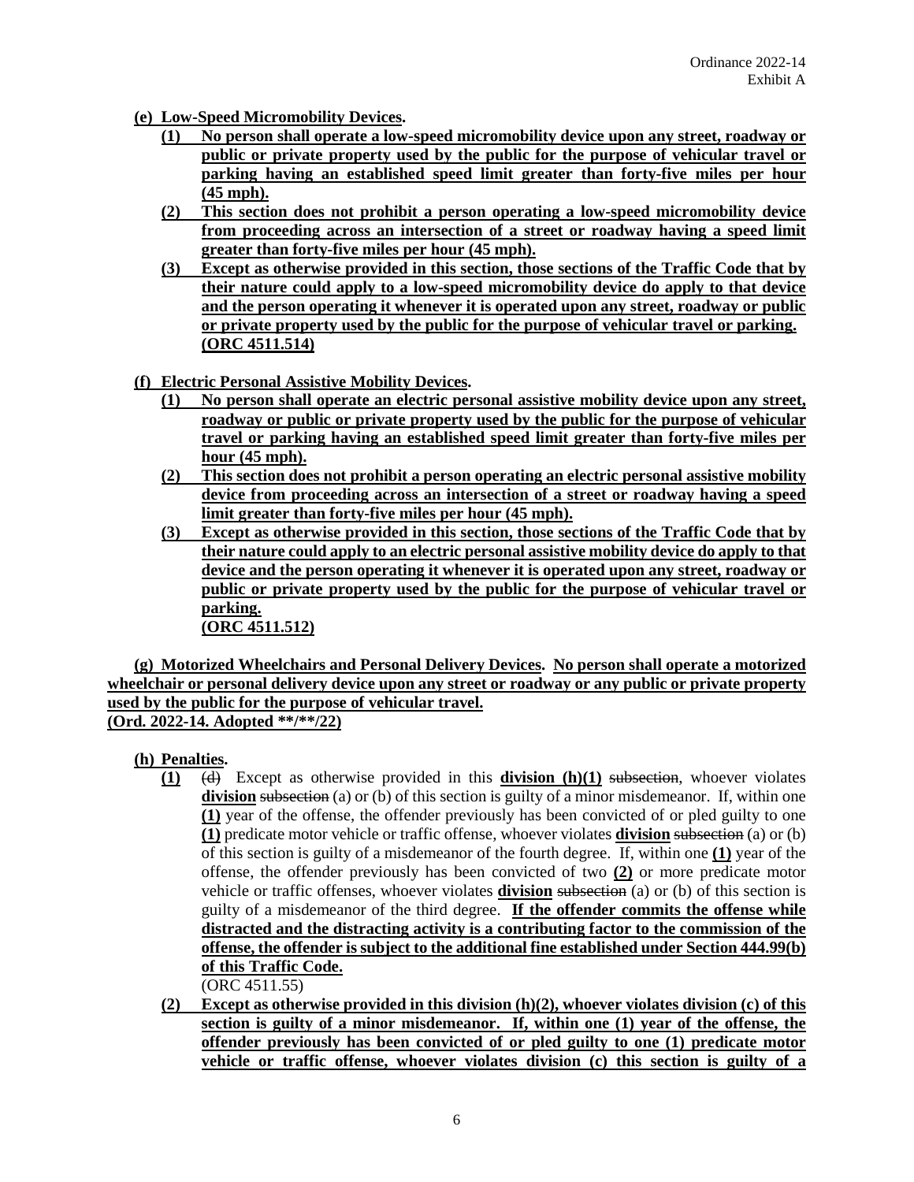**(e) Low-Speed Micromobility Devices.**

**(1) No person shall operate a low-speed micromobility device upon any street, roadway or public or private property used by the public for the purpose of vehicular travel or parking having an established speed limit greater than forty-five miles per hour (45 mph).**

**(2) This section does not prohibit a person operating a low-speed micromobility device from proceeding across an intersection of a street or roadway having a speed limit greater than forty-five miles per hour (45 mph).**

**(3) Except as otherwise provided in this section, those sections of the Traffic Code that by their nature could apply to a low-speed micromobility device do apply to that device and the person operating it whenever it is operated upon any street, roadway or public or private property used by the public for the purpose of vehicular travel or parking. (ORC 4511.514)**

**(f) Electric Personal Assistive Mobility Devices.**

**(1) No person shall operate an electric personal assistive mobility device upon any street, roadway or public or private property used by the public for the purpose of vehicular travel or parking having an established speed limit greater than forty-five miles per hour (45 mph).**

**(2) This section does not prohibit a person operating an electric personal assistive mobility device from proceeding across an intersection of a street or roadway having a speed limit greater than forty-five miles per hour (45 mph).**

**(3) Except as otherwise provided in this section, those sections of the Traffic Code that by their nature could apply to an electric personal assistive mobility device do apply to that device and the person operating it whenever it is operated upon any street, roadway or public or private property used by the public for the purpose of vehicular travel or parking.**
**(ORC 4511.512)**

**(g) Motorized Wheelchairs and Personal Delivery Devices. No person shall operate a motorized wheelchair or personal delivery device upon any street or roadway or any public or private property used by the public for the purpose of vehicular travel.**
**(Ord. 2022-14. Adopted \*\*/\*\*/22)**

**(h) Penalties.**

**(1)** ~~(d)~~ Except as otherwise provided in this **division (h)(1)** ~~subsection~~, whoever violates **division** ~~subsection~~ (a) or (b) of this section is guilty of a minor misdemeanor. If, within one **(1)** year of the offense, the offender previously has been convicted of or pled guilty to one **(1)** predicate motor vehicle or traffic offense, whoever violates **division** ~~subsection~~ (a) or (b) of this section is guilty of a misdemeanor of the fourth degree. If, within one **(1)** year of the offense, the offender previously has been convicted of two **(2)** or more predicate motor vehicle or traffic offenses, whoever violates **division** ~~subsection~~ (a) or (b) of this section is guilty of a misdemeanor of the third degree. **If the offender commits the offense while distracted and the distracting activity is a contributing factor to the commission of the offense, the offender is subject to the additional fine established under Section 444.99(b) of this Traffic Code.**
(ORC 4511.55)

**(2) Except as otherwise provided in this division (h)(2), whoever violates division (c) of this section is guilty of a minor misdemeanor. If, within one (1) year of the offense, the offender previously has been convicted of or pled guilty to one (1) predicate motor vehicle or traffic offense, whoever violates division (c) this section is guilty of a**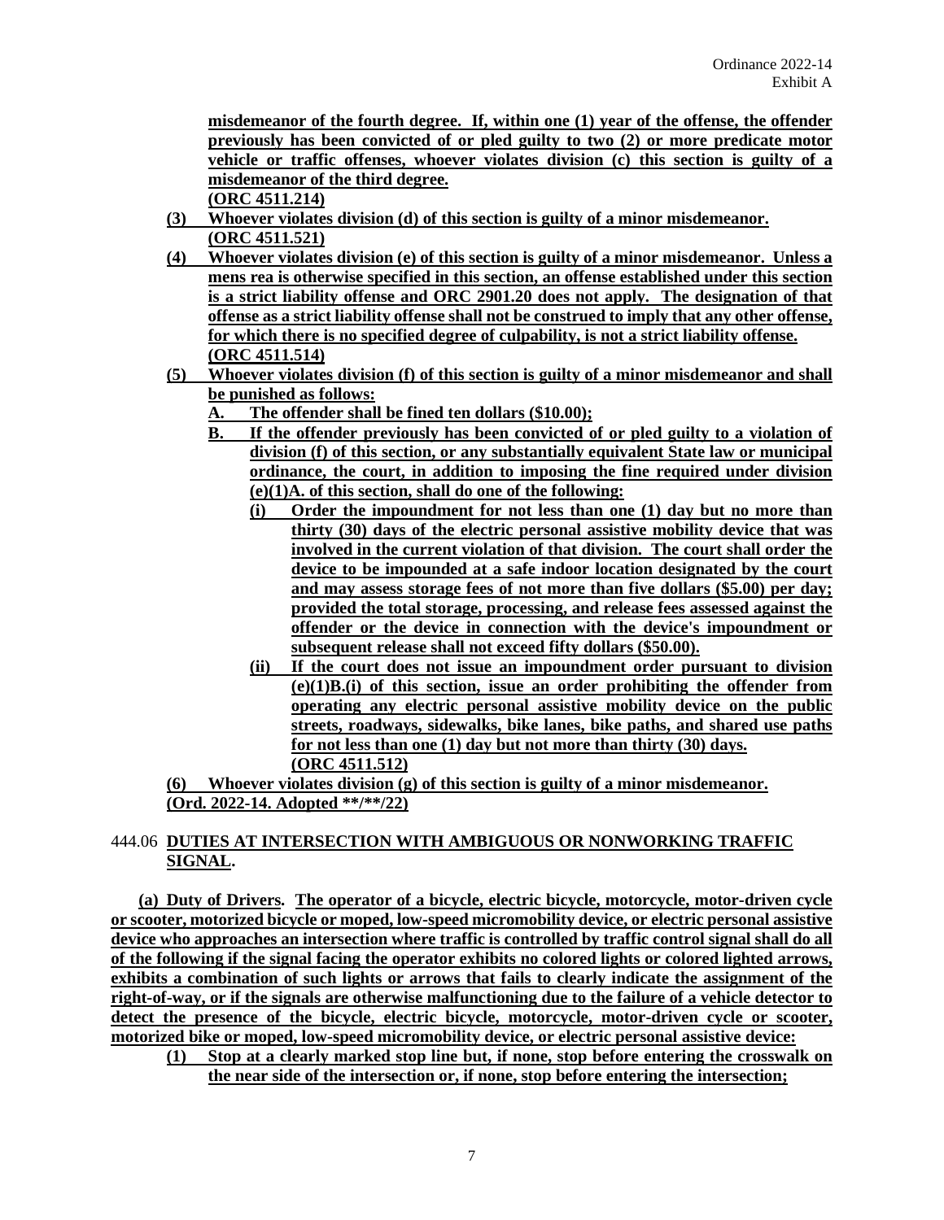**misdemeanor of the fourth degree. If, within one (1) year of the offense, the offender previously has been convicted of or pled guilty to two (2) or more predicate motor vehicle or traffic offenses, whoever violates division (c) this section is guilty of a misdemeanor of the third degree.**
**(ORC 4511.214)**

**(3) Whoever violates division (d) of this section is guilty of a minor misdemeanor.**
**(ORC 4511.521)**

**(4) Whoever violates division (e) of this section is guilty of a minor misdemeanor. Unless a mens rea is otherwise specified in this section, an offense established under this section is a strict liability offense and ORC 2901.20 does not apply. The designation of that offense as a strict liability offense shall not be construed to imply that any other offense, for which there is no specified degree of culpability, is not a strict liability offense.**
**(ORC 4511.514)**

**(5) Whoever violates division (f) of this section is guilty of a minor misdemeanor and shall be punished as follows:**

**A. The offender shall be fined ten dollars ($10.00);**

**B. If the offender previously has been convicted of or pled guilty to a violation of division (f) of this section, or any substantially equivalent State law or municipal ordinance, the court, in addition to imposing the fine required under division (e)(1)A. of this section, shall do one of the following:**

**(i) Order the impoundment for not less than one (1) day but no more than thirty (30) days of the electric personal assistive mobility device that was involved in the current violation of that division. The court shall order the device to be impounded at a safe indoor location designated by the court and may assess storage fees of not more than five dollars ($5.00) per day; provided the total storage, processing, and release fees assessed against the offender or the device in connection with the device's impoundment or subsequent release shall not exceed fifty dollars ($50.00).**

**(ii) If the court does not issue an impoundment order pursuant to division (e)(1)B.(i) of this section, issue an order prohibiting the offender from operating any electric personal assistive mobility device on the public streets, roadways, sidewalks, bike lanes, bike paths, and shared use paths for not less than one (1) day but not more than thirty (30) days.**
**(ORC 4511.512)**

**(6) Whoever violates division (g) of this section is guilty of a minor misdemeanor.**
**(Ord. 2022-14. Adopted \*\*/\*\*/22)**

## 444.06 **DUTIES AT INTERSECTION WITH AMBIGUOUS OR NONWORKING TRAFFIC SIGNAL.**

**(a) Duty of Drivers. The operator of a bicycle, electric bicycle, motorcycle, motor-driven cycle or scooter, motorized bicycle or moped, low-speed micromobility device, or electric personal assistive device who approaches an intersection where traffic is controlled by traffic control signal shall do all of the following if the signal facing the operator exhibits no colored lights or colored lighted arrows, exhibits a combination of such lights or arrows that fails to clearly indicate the assignment of the right-of-way, or if the signals are otherwise malfunctioning due to the failure of a vehicle detector to detect the presence of the bicycle, electric bicycle, motorcycle, motor-driven cycle or scooter, motorized bike or moped, low-speed micromobility device, or electric personal assistive device:**

**(1) Stop at a clearly marked stop line but, if none, stop before entering the crosswalk on the near side of the intersection or, if none, stop before entering the intersection;**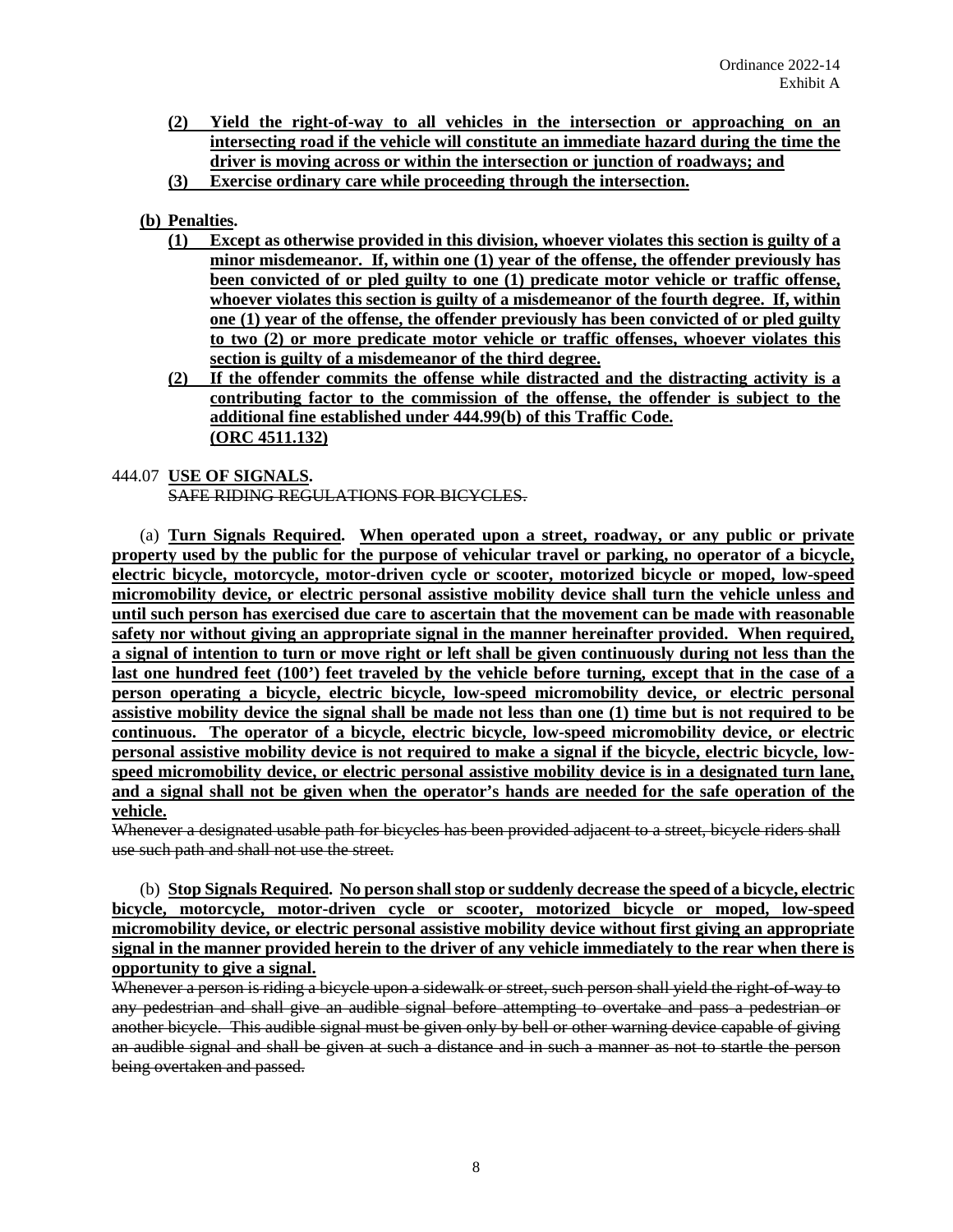**(2) Yield the right-of-way to all vehicles in the intersection or approaching on an intersecting road if the vehicle will constitute an immediate hazard during the time the driver is moving across or within the intersection or junction of roadways; and**

**(3) Exercise ordinary care while proceeding through the intersection.**

**(b) Penalties.**

**(1) Except as otherwise provided in this division, whoever violates this section is guilty of a minor misdemeanor. If, within one (1) year of the offense, the offender previously has been convicted of or pled guilty to one (1) predicate motor vehicle or traffic offense, whoever violates this section is guilty of a misdemeanor of the fourth degree. If, within one (1) year of the offense, the offender previously has been convicted of or pled guilty to two (2) or more predicate motor vehicle or traffic offenses, whoever violates this section is guilty of a misdemeanor of the third degree.**

**(2) If the offender commits the offense while distracted and the distracting activity is a contributing factor to the commission of the offense, the offender is subject to the additional fine established under 444.99(b) of this Traffic Code.**
**(ORC 4511.132)**

444.07 **USE OF SIGNALS.**
~~SAFE RIDING REGULATIONS FOR BICYCLES.~~

(a) **Turn Signals Required. When operated upon a street, roadway, or any public or private property used by the public for the purpose of vehicular travel or parking, no operator of a bicycle, electric bicycle, motorcycle, motor-driven cycle or scooter, motorized bicycle or moped, low-speed micromobility device, or electric personal assistive mobility device shall turn the vehicle unless and until such person has exercised due care to ascertain that the movement can be made with reasonable safety nor without giving an appropriate signal in the manner hereinafter provided. When required, a signal of intention to turn or move right or left shall be given continuously during not less than the last one hundred feet (100') feet traveled by the vehicle before turning, except that in the case of a person operating a bicycle, electric bicycle, low-speed micromobility device, or electric personal assistive mobility device the signal shall be made not less than one (1) time but is not required to be continuous. The operator of a bicycle, electric bicycle, low-speed micromobility device, or electric personal assistive mobility device is not required to make a signal if the bicycle, electric bicycle, low-speed micromobility device, or electric personal assistive mobility device is in a designated turn lane, and a signal shall not be given when the operator's hands are needed for the safe operation of the vehicle.**
~~Whenever a designated usable path for bicycles has been provided adjacent to a street, bicycle riders shall use such path and shall not use the street.~~

(b) **Stop Signals Required. No person shall stop or suddenly decrease the speed of a bicycle, electric bicycle, motorcycle, motor-driven cycle or scooter, motorized bicycle or moped, low-speed micromobility device, or electric personal assistive mobility device without first giving an appropriate signal in the manner provided herein to the driver of any vehicle immediately to the rear when there is opportunity to give a signal.**
~~Whenever a person is riding a bicycle upon a sidewalk or street, such person shall yield the right-of-way to any pedestrian and shall give an audible signal before attempting to overtake and pass a pedestrian or another bicycle. This audible signal must be given only by bell or other warning device capable of giving an audible signal and shall be given at such a distance and in such a manner as not to startle the person being overtaken and passed.~~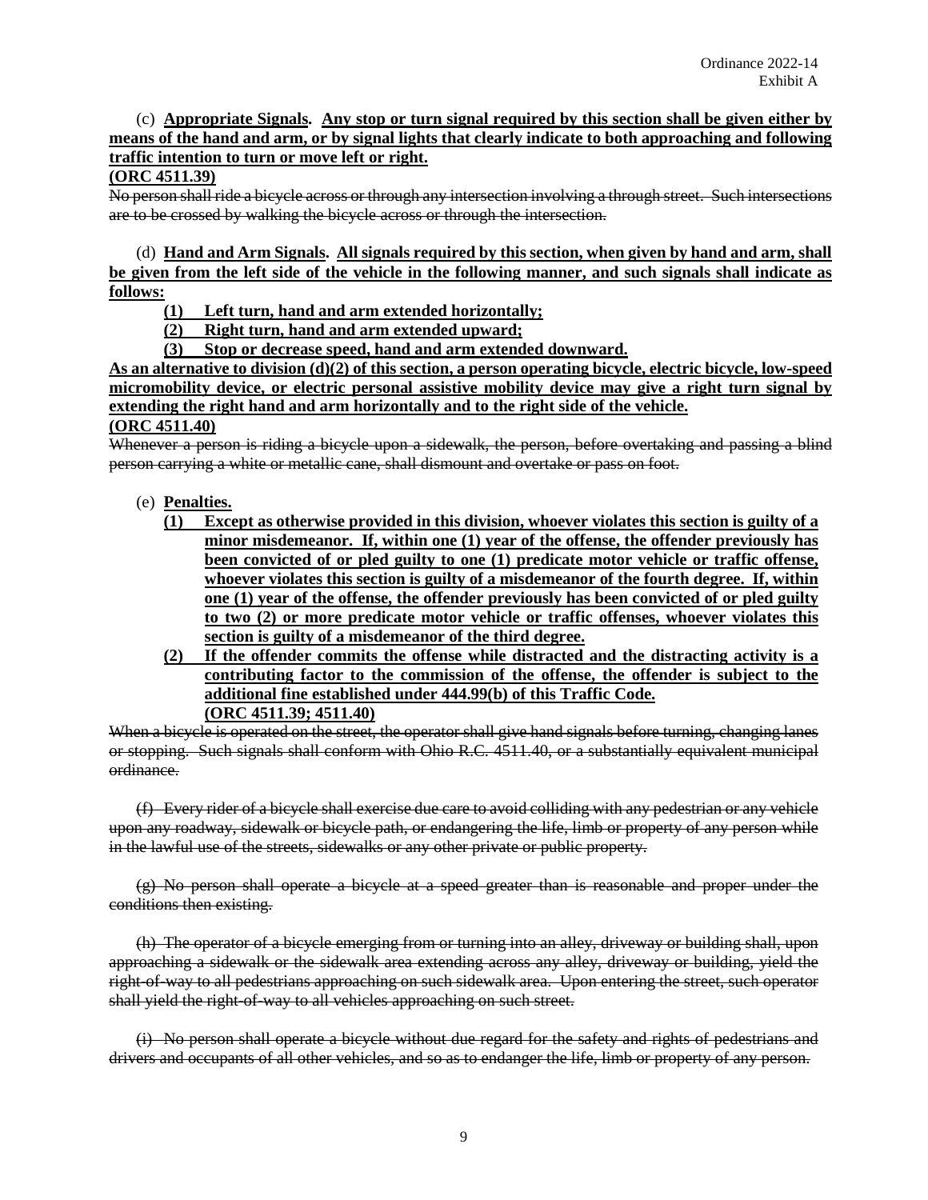(c) **Appropriate Signals. Any stop or turn signal required by this section shall be given either by means of the hand and arm, or by signal lights that clearly indicate to both approaching and following traffic intention to turn or move left or right.**

**(ORC 4511.39)**

~~No person shall ride a bicycle across or through any intersection involving a through street. Such intersections are to be crossed by walking the bicycle across or through the intersection.~~

(d) **Hand and Arm Signals. All signals required by this section, when given by hand and arm, shall be given from the left side of the vehicle in the following manner, and such signals shall indicate as follows:**

**(1) Left turn, hand and arm extended horizontally;**

**(2) Right turn, hand and arm extended upward;**

**(3) Stop or decrease speed, hand and arm extended downward.**

**As an alternative to division (d)(2) of this section, a person operating bicycle, electric bicycle, low-speed micromobility device, or electric personal assistive mobility device may give a right turn signal by extending the right hand and arm horizontally and to the right side of the vehicle.**

**(ORC 4511.40)**

~~Whenever a person is riding a bicycle upon a sidewalk, the person, before overtaking and passing a blind person carrying a white or metallic cane, shall dismount and overtake or pass on foot.~~

(e) **Penalties.**

**(1) Except as otherwise provided in this division, whoever violates this section is guilty of a minor misdemeanor. If, within one (1) year of the offense, the offender previously has been convicted of or pled guilty to one (1) predicate motor vehicle or traffic offense, whoever violates this section is guilty of a misdemeanor of the fourth degree. If, within one (1) year of the offense, the offender previously has been convicted of or pled guilty to two (2) or more predicate motor vehicle or traffic offenses, whoever violates this section is guilty of a misdemeanor of the third degree.**

**(2) If the offender commits the offense while distracted and the distracting activity is a contributing factor to the commission of the offense, the offender is subject to the additional fine established under 444.99(b) of this Traffic Code.**
**(ORC 4511.39; 4511.40)**

~~When a bicycle is operated on the street, the operator shall give hand signals before turning, changing lanes or stopping. Such signals shall conform with Ohio R.C. 4511.40, or a substantially equivalent municipal ordinance.~~

~~(f) Every rider of a bicycle shall exercise due care to avoid colliding with any pedestrian or any vehicle upon any roadway, sidewalk or bicycle path, or endangering the life, limb or property of any person while in the lawful use of the streets, sidewalks or any other private or public property.~~

~~(g) No person shall operate a bicycle at a speed greater than is reasonable and proper under the conditions then existing.~~

~~(h) The operator of a bicycle emerging from or turning into an alley, driveway or building shall, upon approaching a sidewalk or the sidewalk area extending across any alley, driveway or building, yield the right-of-way to all pedestrians approaching on such sidewalk area. Upon entering the street, such operator shall yield the right-of-way to all vehicles approaching on such street.~~

~~(i) No person shall operate a bicycle without due regard for the safety and rights of pedestrians and drivers and occupants of all other vehicles, and so as to endanger the life, limb or property of any person.~~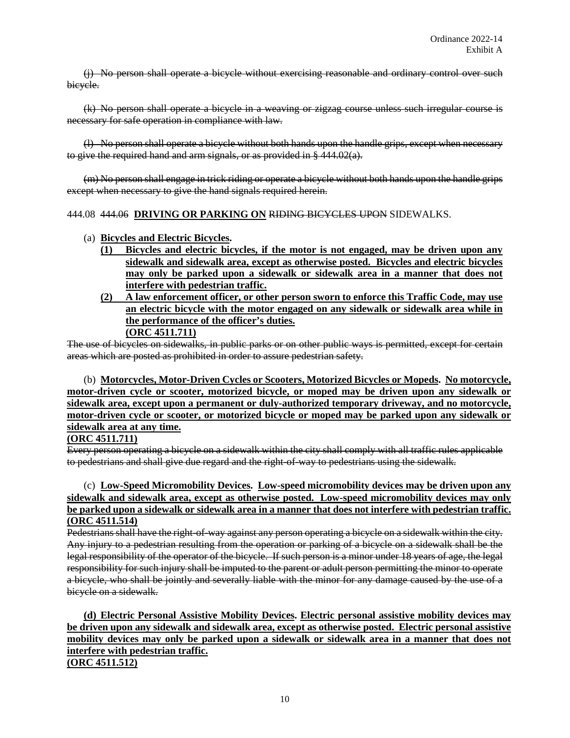~~(j) No person shall operate a bicycle without exercising reasonable and ordinary control over such bicycle.~~

~~(k) No person shall operate a bicycle in a weaving or zigzag course unless such irregular course is necessary for safe operation in compliance with law.~~

~~(l) No person shall operate a bicycle without both hands upon the handle grips, except when necessary to give the required hand and arm signals, or as provided in § 444.02(a).~~

~~(m) No person shall engage in trick riding or operate a bicycle without both hands upon the handle grips except when necessary to give the hand signals required herein.~~

444.08 ~~444.06~~ **DRIVING OR PARKING ON** ~~RIDING BICYCLES UPON~~ SIDEWALKS.

(a) **Bicycles and Electric Bicycles.**

(1) **Bicycles and electric bicycles, if the motor is not engaged, may be driven upon any sidewalk and sidewalk area, except as otherwise posted. Bicycles and electric bicycles may only be parked upon a sidewalk or sidewalk area in a manner that does not interfere with pedestrian traffic.**

(2) **A law enforcement officer, or other person sworn to enforce this Traffic Code, may use an electric bicycle with the motor engaged on any sidewalk or sidewalk area while in the performance of the officer's duties.**
**(ORC 4511.711)**

~~The use of bicycles on sidewalks, in public parks or on other public ways is permitted, except for certain areas which are posted as prohibited in order to assure pedestrian safety.~~

(b) **Motorcycles, Motor-Driven Cycles or Scooters, Motorized Bicycles or Mopeds. No motorcycle, motor-driven cycle or scooter, motorized bicycle, or moped may be driven upon any sidewalk or sidewalk area, except upon a permanent or duly-authorized temporary driveway, and no motorcycle, motor-driven cycle or scooter, or motorized bicycle or moped may be parked upon any sidewalk or sidewalk area at any time.**
**(ORC 4511.711)**

~~Every person operating a bicycle on a sidewalk within the city shall comply with all traffic rules applicable to pedestrians and shall give due regard and the right-of-way to pedestrians using the sidewalk.~~

(c) **Low-Speed Micromobility Devices. Low-speed micromobility devices may be driven upon any sidewalk and sidewalk area, except as otherwise posted. Low-speed micromobility devices may only be parked upon a sidewalk or sidewalk area in a manner that does not interfere with pedestrian traffic.**
**(ORC 4511.514)**

~~Pedestrians shall have the right-of-way against any person operating a bicycle on a sidewalk within the city. Any injury to a pedestrian resulting from the operation or parking of a bicycle on a sidewalk shall be the legal responsibility of the operator of the bicycle. If such person is a minor under 18 years of age, the legal responsibility for such injury shall be imputed to the parent or adult person permitting the minor to operate a bicycle, who shall be jointly and severally liable with the minor for any damage caused by the use of a bicycle on a sidewalk.~~

**(d) Electric Personal Assistive Mobility Devices. Electric personal assistive mobility devices may be driven upon any sidewalk and sidewalk area, except as otherwise posted. Electric personal assistive mobility devices may only be parked upon a sidewalk or sidewalk area in a manner that does not interfere with pedestrian traffic.**
**(ORC 4511.512)**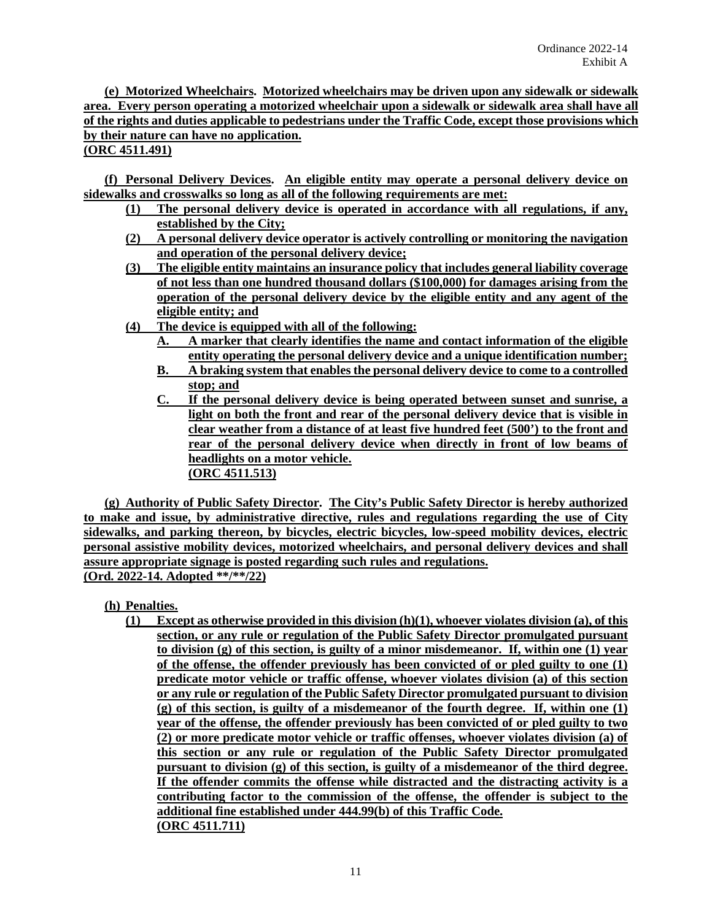**(e) Motorized Wheelchairs. Motorized wheelchairs may be driven upon any sidewalk or sidewalk area. Every person operating a motorized wheelchair upon a sidewalk or sidewalk area shall have all of the rights and duties applicable to pedestrians under the Traffic Code, except those provisions which by their nature can have no application.**
**(ORC 4511.491)**

**(f) Personal Delivery Devices. An eligible entity may operate a personal delivery device on sidewalks and crosswalks so long as all of the following requirements are met:**

- **(1) The personal delivery device is operated in accordance with all regulations, if any, established by the City;**
- **(2) A personal delivery device operator is actively controlling or monitoring the navigation and operation of the personal delivery device;**
- **(3) The eligible entity maintains an insurance policy that includes general liability coverage of not less than one hundred thousand dollars ($100,000) for damages arising from the operation of the personal delivery device by the eligible entity and any agent of the eligible entity; and**
- **(4) The device is equipped with all of the following:**
  - **A. A marker that clearly identifies the name and contact information of the eligible entity operating the personal delivery device and a unique identification number;**
  - **B. A braking system that enables the personal delivery device to come to a controlled stop; and**
  - **C. If the personal delivery device is being operated between sunset and sunrise, a light on both the front and rear of the personal delivery device that is visible in clear weather from a distance of at least five hundred feet (500') to the front and rear of the personal delivery device when directly in front of low beams of headlights on a motor vehicle.**
    **(ORC 4511.513)**

**(g) Authority of Public Safety Director. The City's Public Safety Director is hereby authorized to make and issue, by administrative directive, rules and regulations regarding the use of City sidewalks, and parking thereon, by bicycles, electric bicycles, low-speed mobility devices, electric personal assistive mobility devices, motorized wheelchairs, and personal delivery devices and shall assure appropriate signage is posted regarding such rules and regulations.**
**(Ord. 2022-14. Adopted \*\*/\*\*/22)**

**(h) Penalties.**

- **(1) Except as otherwise provided in this division (h)(1), whoever violates division (a), of this section, or any rule or regulation of the Public Safety Director promulgated pursuant to division (g) of this section, is guilty of a minor misdemeanor. If, within one (1) year of the offense, the offender previously has been convicted of or pled guilty to one (1) predicate motor vehicle or traffic offense, whoever violates division (a) of this section or any rule or regulation of the Public Safety Director promulgated pursuant to division (g) of this section, is guilty of a misdemeanor of the fourth degree. If, within one (1) year of the offense, the offender previously has been convicted of or pled guilty to two (2) or more predicate motor vehicle or traffic offenses, whoever violates division (a) of this section or any rule or regulation of the Public Safety Director promulgated pursuant to division (g) of this section, is guilty of a misdemeanor of the third degree. If the offender commits the offense while distracted and the distracting activity is a contributing factor to the commission of the offense, the offender is subject to the additional fine established under 444.99(b) of this Traffic Code.**
  **(ORC 4511.711)**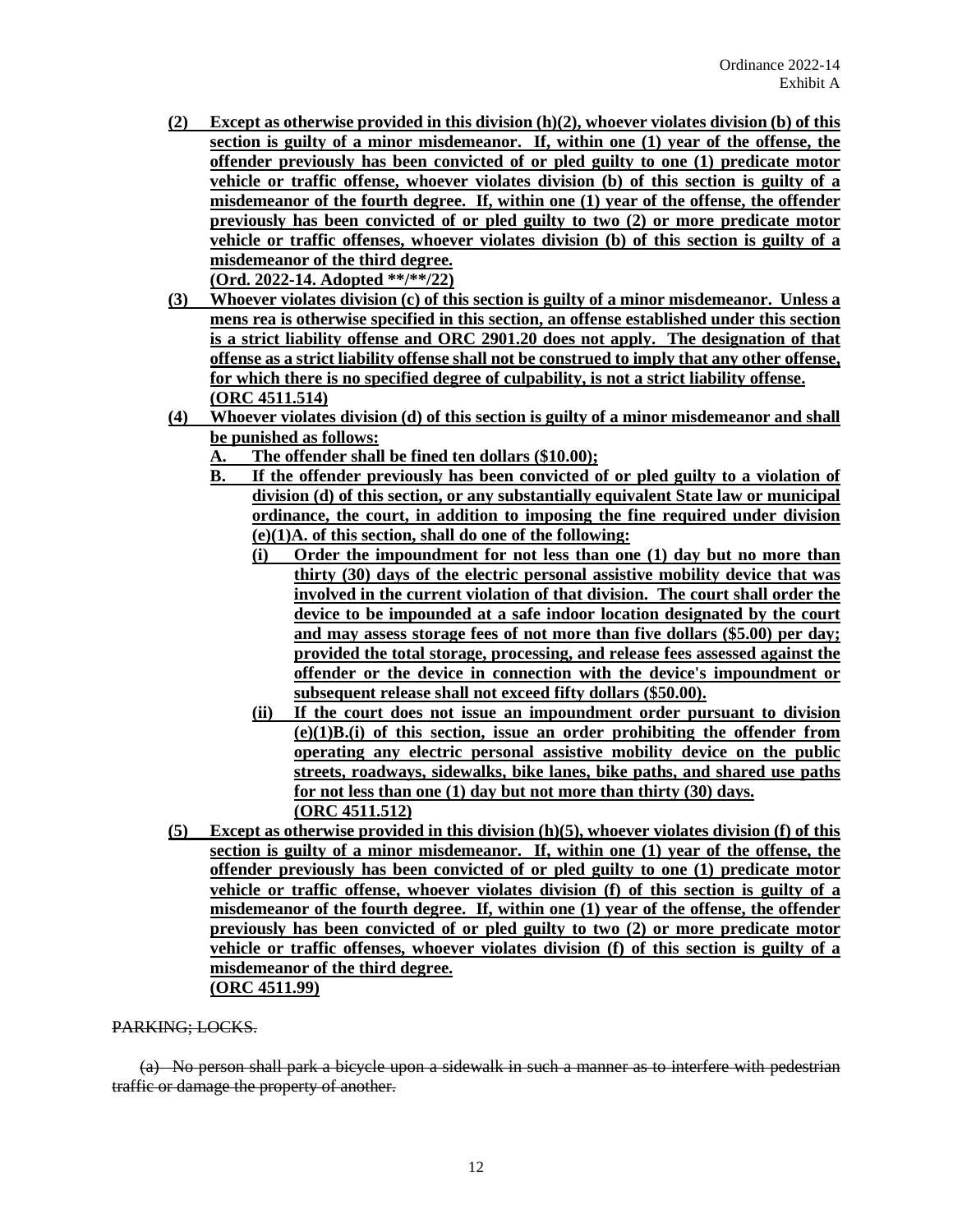**(2) Except as otherwise provided in this division (h)(2), whoever violates division (b) of this section is guilty of a minor misdemeanor. If, within one (1) year of the offense, the offender previously has been convicted of or pled guilty to one (1) predicate motor vehicle or traffic offense, whoever violates division (b) of this section is guilty of a misdemeanor of the fourth degree. If, within one (1) year of the offense, the offender previously has been convicted of or pled guilty to two (2) or more predicate motor vehicle or traffic offenses, whoever violates division (b) of this section is guilty of a misdemeanor of the third degree.**
**(Ord. 2022-14. Adopted \*\*/\*\*/22)**

**(3) Whoever violates division (c) of this section is guilty of a minor misdemeanor. Unless a mens rea is otherwise specified in this section, an offense established under this section is a strict liability offense and ORC 2901.20 does not apply. The designation of that offense as a strict liability offense shall not be construed to imply that any other offense, for which there is no specified degree of culpability, is not a strict liability offense.**
**(ORC 4511.514)**

**(4) Whoever violates division (d) of this section is guilty of a minor misdemeanor and shall be punished as follows:**

**A. The offender shall be fined ten dollars ($10.00);**

**B. If the offender previously has been convicted of or pled guilty to a violation of division (d) of this section, or any substantially equivalent State law or municipal ordinance, the court, in addition to imposing the fine required under division (e)(1)A. of this section, shall do one of the following:**

**(i) Order the impoundment for not less than one (1) day but no more than thirty (30) days of the electric personal assistive mobility device that was involved in the current violation of that division. The court shall order the device to be impounded at a safe indoor location designated by the court and may assess storage fees of not more than five dollars ($5.00) per day; provided the total storage, processing, and release fees assessed against the offender or the device in connection with the device's impoundment or subsequent release shall not exceed fifty dollars ($50.00).**

**(ii) If the court does not issue an impoundment order pursuant to division (e)(1)B.(i) of this section, issue an order prohibiting the offender from operating any electric personal assistive mobility device on the public streets, roadways, sidewalks, bike lanes, bike paths, and shared use paths for not less than one (1) day but not more than thirty (30) days.**
**(ORC 4511.512)**

**(5) Except as otherwise provided in this division (h)(5), whoever violates division (f) of this section is guilty of a minor misdemeanor. If, within one (1) year of the offense, the offender previously has been convicted of or pled guilty to one (1) predicate motor vehicle or traffic offense, whoever violates division (f) of this section is guilty of a misdemeanor of the fourth degree. If, within one (1) year of the offense, the offender previously has been convicted of or pled guilty to two (2) or more predicate motor vehicle or traffic offenses, whoever violates division (f) of this section is guilty of a misdemeanor of the third degree.**
**(ORC 4511.99)**

~~PARKING; LOCKS.~~

~~(a) No person shall park a bicycle upon a sidewalk in such a manner as to interfere with pedestrian traffic or damage the property of another.~~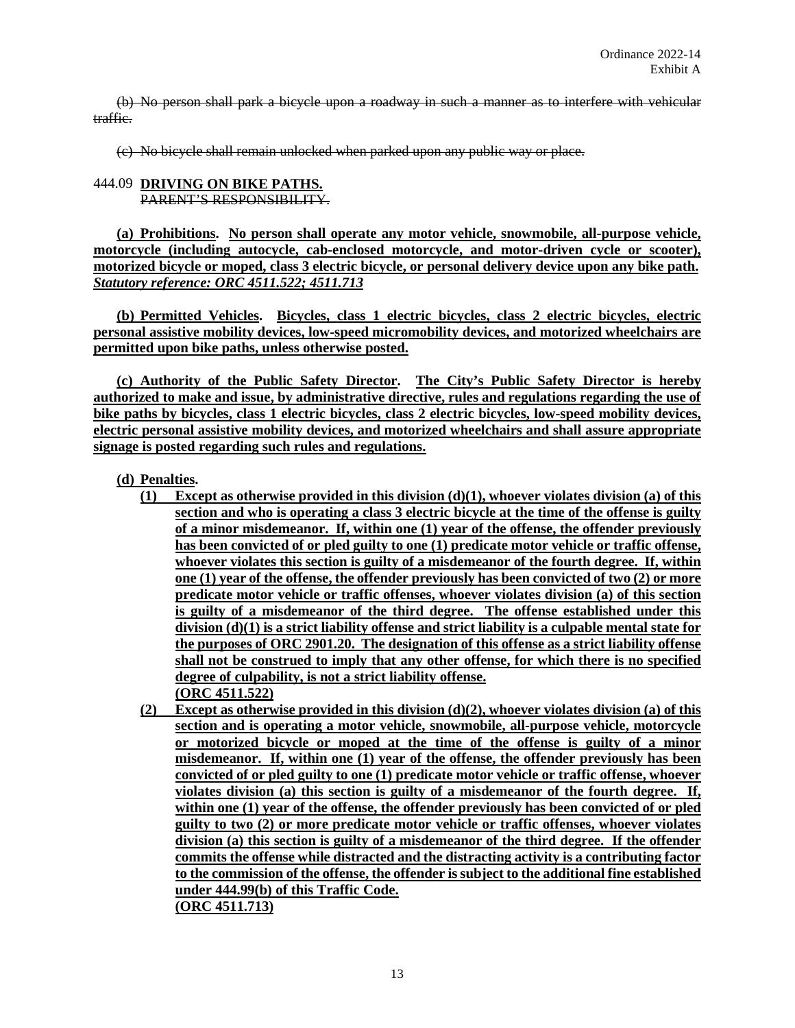~~(b) No person shall park a bicycle upon a roadway in such a manner as to interfere with vehicular traffic.~~

~~(c) No bicycle shall remain unlocked when parked upon any public way or place.~~

444.09 **<u>DRIVING ON BIKE PATHS.</u>**
~~PARENT'S RESPONSIBILITY.~~

**<u>(a) Prohibitions.</u>** **<u>No person shall operate any motor vehicle, snowmobile, all-purpose vehicle, motorcycle (including autocycle, cab-enclosed motorcycle, and motor-driven cycle or scooter), motorized bicycle or moped, class 3 electric bicycle, or personal delivery device upon any bike path.</u>** ***<u>Statutory reference: ORC 4511.522; 4511.713</u>***

**<u>(b) Permitted Vehicles.</u>** **<u>Bicycles, class 1 electric bicycles, class 2 electric bicycles, electric personal assistive mobility devices, low-speed micromobility devices, and motorized wheelchairs are permitted upon bike paths, unless otherwise posted.</u>**

**<u>(c) Authority of the Public Safety Director.</u>** **<u>The City's Public Safety Director is hereby authorized to make and issue, by administrative directive, rules and regulations regarding the use of bike paths by bicycles, class 1 electric bicycles, class 2 electric bicycles, low-speed mobility devices, electric personal assistive mobility devices, and motorized wheelchairs and shall assure appropriate signage is posted regarding such rules and regulations.</u>**

**<u>(d) Penalties.</u>**

**<u>(1) Except as otherwise provided in this division (d)(1), whoever violates division (a) of this section and who is operating a class 3 electric bicycle at the time of the offense is guilty of a minor misdemeanor. If, within one (1) year of the offense, the offender previously has been convicted of or pled guilty to one (1) predicate motor vehicle or traffic offense, whoever violates this section is guilty of a misdemeanor of the fourth degree. If, within one (1) year of the offense, the offender previously has been convicted of two (2) or more predicate motor vehicle or traffic offenses, whoever violates division (a) of this section is guilty of a misdemeanor of the third degree. The offense established under this division (d)(1) is a strict liability offense and strict liability is a culpable mental state for the purposes of ORC 2901.20. The designation of this offense as a strict liability offense shall not be construed to imply that any other offense, for which there is no specified degree of culpability, is not a strict liability offense.</u>**
**<u>(ORC 4511.522)</u>**

**<u>(2) Except as otherwise provided in this division (d)(2), whoever violates division (a) of this section and is operating a motor vehicle, snowmobile, all-purpose vehicle, motorcycle or motorized bicycle or moped at the time of the offense is guilty of a minor misdemeanor. If, within one (1) year of the offense, the offender previously has been convicted of or pled guilty to one (1) predicate motor vehicle or traffic offense, whoever violates division (a) this section is guilty of a misdemeanor of the fourth degree. If, within one (1) year of the offense, the offender previously has been convicted of or pled guilty to two (2) or more predicate motor vehicle or traffic offenses, whoever violates division (a) this section is guilty of a misdemeanor of the third degree. If the offender commits the offense while distracted and the distracting activity is a contributing factor to the commission of the offense, the offender is subject to the additional fine established under 444.99(b) of this Traffic Code.</u>**
**<u>(ORC 4511.713)</u>**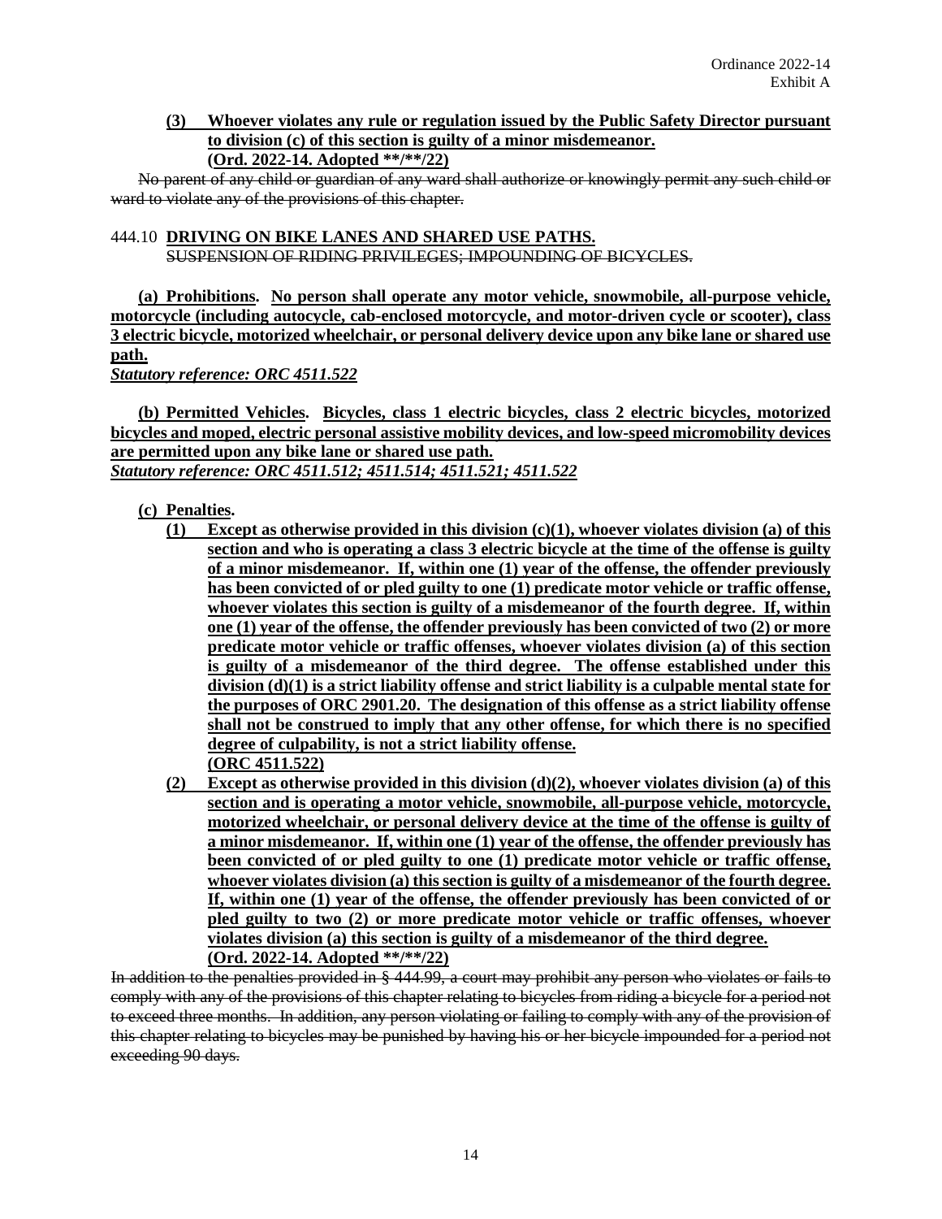**(3) Whoever violates any rule or regulation issued by the Public Safety Director pursuant to division (c) of this section is guilty of a minor misdemeanor.**
**(Ord. 2022-14. Adopted \*\*/\*\*/22)**

~~No parent of any child or guardian of any ward shall authorize or knowingly permit any such child or ward to violate any of the provisions of this chapter.~~

444.10 **DRIVING ON BIKE LANES AND SHARED USE PATHS.**
~~SUSPENSION OF RIDING PRIVILEGES; IMPOUNDING OF BICYCLES.~~

**(a) Prohibitions. No person shall operate any motor vehicle, snowmobile, all-purpose vehicle, motorcycle (including autocycle, cab-enclosed motorcycle, and motor-driven cycle or scooter), class 3 electric bicycle, motorized wheelchair, or personal delivery device upon any bike lane or shared use path.**
***Statutory reference: ORC 4511.522***

**(b) Permitted Vehicles. Bicycles, class 1 electric bicycles, class 2 electric bicycles, motorized bicycles and moped, electric personal assistive mobility devices, and low-speed micromobility devices are permitted upon any bike lane or shared use path.**
***Statutory reference: ORC 4511.512; 4511.514; 4511.521; 4511.522***

**(c) Penalties.**

**(1) Except as otherwise provided in this division (c)(1), whoever violates division (a) of this section and who is operating a class 3 electric bicycle at the time of the offense is guilty of a minor misdemeanor. If, within one (1) year of the offense, the offender previously has been convicted of or pled guilty to one (1) predicate motor vehicle or traffic offense, whoever violates this section is guilty of a misdemeanor of the fourth degree. If, within one (1) year of the offense, the offender previously has been convicted of two (2) or more predicate motor vehicle or traffic offenses, whoever violates division (a) of this section is guilty of a misdemeanor of the third degree. The offense established under this division (d)(1) is a strict liability offense and strict liability is a culpable mental state for the purposes of ORC 2901.20. The designation of this offense as a strict liability offense shall not be construed to imply that any other offense, for which there is no specified degree of culpability, is not a strict liability offense.**
**(ORC 4511.522)**

**(2) Except as otherwise provided in this division (d)(2), whoever violates division (a) of this section and is operating a motor vehicle, snowmobile, all-purpose vehicle, motorcycle, motorized wheelchair, or personal delivery device at the time of the offense is guilty of a minor misdemeanor. If, within one (1) year of the offense, the offender previously has been convicted of or pled guilty to one (1) predicate motor vehicle or traffic offense, whoever violates division (a) this section is guilty of a misdemeanor of the fourth degree. If, within one (1) year of the offense, the offender previously has been convicted of or pled guilty to two (2) or more predicate motor vehicle or traffic offenses, whoever violates division (a) this section is guilty of a misdemeanor of the third degree.**
**(Ord. 2022-14. Adopted \*\*/\*\*/22)**

~~In addition to the penalties provided in § 444.99, a court may prohibit any person who violates or fails to comply with any of the provisions of this chapter relating to bicycles from riding a bicycle for a period not to exceed three months. In addition, any person violating or failing to comply with any of the provision of this chapter relating to bicycles may be punished by having his or her bicycle impounded for a period not exceeding 90 days.~~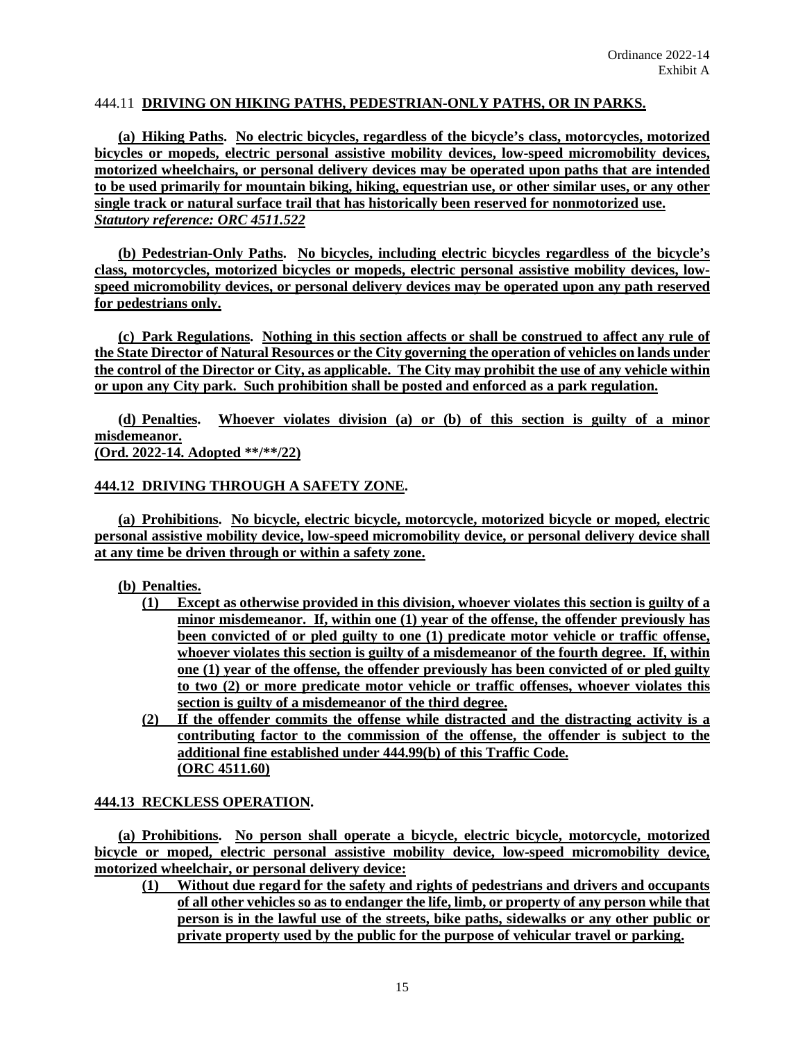444.11 **DRIVING ON HIKING PATHS, PEDESTRIAN-ONLY PATHS, OR IN PARKS.**

**(a) Hiking Paths. No electric bicycles, regardless of the bicycle's class, motorcycles, motorized bicycles or mopeds, electric personal assistive mobility devices, low-speed micromobility devices, motorized wheelchairs, or personal delivery devices may be operated upon paths that are intended to be used primarily for mountain biking, hiking, equestrian use, or other similar uses, or any other single track or natural surface trail that has historically been reserved for nonmotorized use.**
***Statutory reference: ORC 4511.522***

**(b) Pedestrian-Only Paths. No bicycles, including electric bicycles regardless of the bicycle's class, motorcycles, motorized bicycles or mopeds, electric personal assistive mobility devices, low-speed micromobility devices, or personal delivery devices may be operated upon any path reserved for pedestrians only.**

**(c) Park Regulations. Nothing in this section affects or shall be construed to affect any rule of the State Director of Natural Resources or the City governing the operation of vehicles on lands under the control of the Director or City, as applicable. The City may prohibit the use of any vehicle within or upon any City park. Such prohibition shall be posted and enforced as a park regulation.**

**(d) Penalties. Whoever violates division (a) or (b) of this section is guilty of a minor misdemeanor.**
**(Ord. 2022-14. Adopted \*\*/\*\*/22)**

**444.12 DRIVING THROUGH A SAFETY ZONE.**

**(a) Prohibitions. No bicycle, electric bicycle, motorcycle, motorized bicycle or moped, electric personal assistive mobility device, low-speed micromobility device, or personal delivery device shall at any time be driven through or within a safety zone.**

**(b) Penalties.**

**(1) Except as otherwise provided in this division, whoever violates this section is guilty of a minor misdemeanor. If, within one (1) year of the offense, the offender previously has been convicted of or pled guilty to one (1) predicate motor vehicle or traffic offense, whoever violates this section is guilty of a misdemeanor of the fourth degree. If, within one (1) year of the offense, the offender previously has been convicted of or pled guilty to two (2) or more predicate motor vehicle or traffic offenses, whoever violates this section is guilty of a misdemeanor of the third degree.**

**(2) If the offender commits the offense while distracted and the distracting activity is a contributing factor to the commission of the offense, the offender is subject to the additional fine established under 444.99(b) of this Traffic Code.**
**(ORC 4511.60)**

**444.13 RECKLESS OPERATION.**

**(a) Prohibitions. No person shall operate a bicycle, electric bicycle, motorcycle, motorized bicycle or moped, electric personal assistive mobility device, low-speed micromobility device, motorized wheelchair, or personal delivery device:**

**(1) Without due regard for the safety and rights of pedestrians and drivers and occupants of all other vehicles so as to endanger the life, limb, or property of any person while that person is in the lawful use of the streets, bike paths, sidewalks or any other public or private property used by the public for the purpose of vehicular travel or parking.**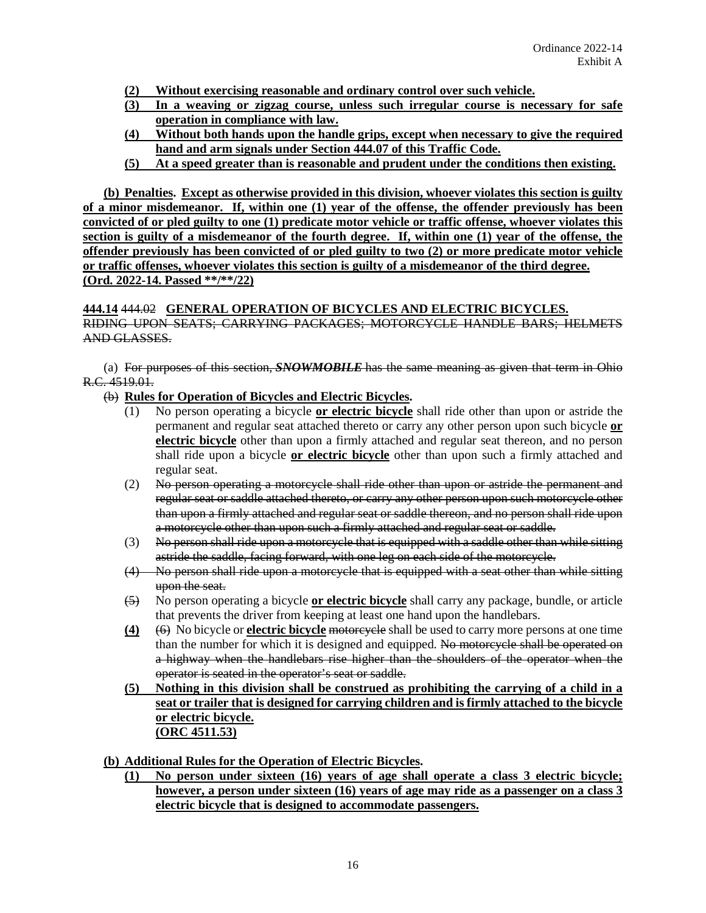- **(2) Without exercising reasonable and ordinary control over such vehicle.**
- **(3) In a weaving or zigzag course, unless such irregular course is necessary for safe operation in compliance with law.**
- **(4) Without both hands upon the handle grips, except when necessary to give the required hand and arm signals under Section 444.07 of this Traffic Code.**
- **(5) At a speed greater than is reasonable and prudent under the conditions then existing.**

**(b) Penalties. Except as otherwise provided in this division, whoever violates this section is guilty of a minor misdemeanor. If, within one (1) year of the offense, the offender previously has been convicted of or pled guilty to one (1) predicate motor vehicle or traffic offense, whoever violates this section is guilty of a misdemeanor of the fourth degree. If, within one (1) year of the offense, the offender previously has been convicted of or pled guilty to two (2) or more predicate motor vehicle or traffic offenses, whoever violates this section is guilty of a misdemeanor of the third degree.**
**(Ord. 2022-14. Passed \*\*/\*\*/22)**

**444.14** ~~444.02~~ **GENERAL OPERATION OF BICYCLES AND ELECTRIC BICYCLES.**
~~RIDING UPON SEATS; CARRYING PACKAGES; MOTORCYCLE HANDLE BARS; HELMETS AND GLASSES.~~

(a) ~~For purposes of this section, ***SNOWMOBILE*** has the same meaning as given that term in Ohio R.C. 4519.01.~~

~~(b)~~ **Rules for Operation of Bicycles and Electric Bicycles.**

- (1) No person operating a bicycle **or electric bicycle** shall ride other than upon or astride the permanent and regular seat attached thereto or carry any other person upon such bicycle **or electric bicycle** other than upon a firmly attached and regular seat thereon, and no person shall ride upon a bicycle **or electric bicycle** other than upon such a firmly attached and regular seat.
- (2) ~~No person operating a motorcycle shall ride other than upon or astride the permanent and regular seat or saddle attached thereto, or carry any other person upon such motorcycle other than upon a firmly attached and regular seat or saddle thereon, and no person shall ride upon a motorcycle other than upon such a firmly attached and regular seat or saddle.~~
- (3) ~~No person shall ride upon a motorcycle that is equipped with a saddle other than while sitting astride the saddle, facing forward, with one leg on each side of the motorcycle.~~
- ~~(4) No person shall ride upon a motorcycle that is equipped with a seat other than while sitting upon the seat.~~
- ~~(5)~~ No person operating a bicycle **or electric bicycle** shall carry any package, bundle, or article that prevents the driver from keeping at least one hand upon the handlebars.
- **(4)** ~~(6)~~ No bicycle or **electric bicycle** ~~motorcycle~~ shall be used to carry more persons at one time than the number for which it is designed and equipped. ~~No motorcycle shall be operated on a highway when the handlebars rise higher than the shoulders of the operator when the operator is seated in the operator's seat or saddle.~~
- **(5) Nothing in this division shall be construed as prohibiting the carrying of a child in a seat or trailer that is designed for carrying children and is firmly attached to the bicycle or electric bicycle.**
  **(ORC 4511.53)**

**(b) Additional Rules for the Operation of Electric Bicycles.**

- **(1) No person under sixteen (16) years of age shall operate a class 3 electric bicycle; however, a person under sixteen (16) years of age may ride as a passenger on a class 3 electric bicycle that is designed to accommodate passengers.**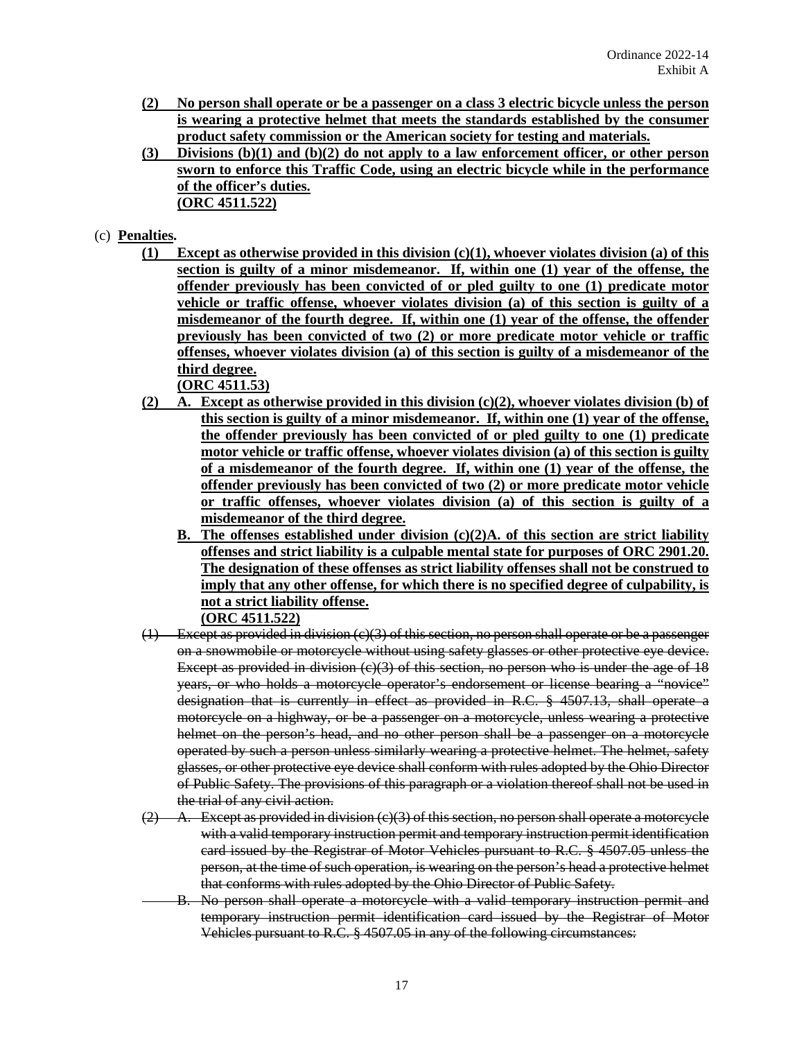**(2) No person shall operate or be a passenger on a class 3 electric bicycle unless the person is wearing a protective helmet that meets the standards established by the consumer product safety commission or the American society for testing and materials.**

**(3) Divisions (b)(1) and (b)(2) do not apply to a law enforcement officer, or other person sworn to enforce this Traffic Code, using an electric bicycle while in the performance of the officer's duties.**
**(ORC 4511.522)**

(c) **Penalties.**

**(1) Except as otherwise provided in this division (c)(1), whoever violates division (a) of this section is guilty of a minor misdemeanor. If, within one (1) year of the offense, the offender previously has been convicted of or pled guilty to one (1) predicate motor vehicle or traffic offense, whoever violates division (a) of this section is guilty of a misdemeanor of the fourth degree. If, within one (1) year of the offense, the offender previously has been convicted of two (2) or more predicate motor vehicle or traffic offenses, whoever violates division (a) of this section is guilty of a misdemeanor of the third degree.**
**(ORC 4511.53)**

**(2) A. Except as otherwise provided in this division (c)(2), whoever violates division (b) of this section is guilty of a minor misdemeanor. If, within one (1) year of the offense, the offender previously has been convicted of or pled guilty to one (1) predicate motor vehicle or traffic offense, whoever violates division (a) of this section is guilty of a misdemeanor of the fourth degree. If, within one (1) year of the offense, the offender previously has been convicted of two (2) or more predicate motor vehicle or traffic offenses, whoever violates division (a) of this section is guilty of a misdemeanor of the third degree.**

**B. The offenses established under division (c)(2)A. of this section are strict liability offenses and strict liability is a culpable mental state for purposes of ORC 2901.20. The designation of these offenses as strict liability offenses shall not be construed to imply that any other offense, for which there is no specified degree of culpability, is not a strict liability offense.**
**(ORC 4511.522)**

~~(1) Except as provided in division (c)(3) of this section, no person shall operate or be a passenger on a snowmobile or motorcycle without using safety glasses or other protective eye device. Except as provided in division (c)(3) of this section, no person who is under the age of 18 years, or who holds a motorcycle operator's endorsement or license bearing a "novice" designation that is currently in effect as provided in R.C. § 4507.13, shall operate a motorcycle on a highway, or be a passenger on a motorcycle, unless wearing a protective helmet on the person's head, and no other person shall be a passenger on a motorcycle operated by such a person unless similarly wearing a protective helmet. The helmet, safety glasses, or other protective eye device shall conform with rules adopted by the Ohio Director of Public Safety. The provisions of this paragraph or a violation thereof shall not be used in the trial of any civil action.~~

~~(2) A. Except as provided in division (c)(3) of this section, no person shall operate a motorcycle with a valid temporary instruction permit and temporary instruction permit identification card issued by the Registrar of Motor Vehicles pursuant to R.C. § 4507.05 unless the person, at the time of such operation, is wearing on the person's head a protective helmet that conforms with rules adopted by the Ohio Director of Public Safety.~~

~~B. No person shall operate a motorcycle with a valid temporary instruction permit and temporary instruction permit identification card issued by the Registrar of Motor Vehicles pursuant to R.C. § 4507.05 in any of the following circumstances:~~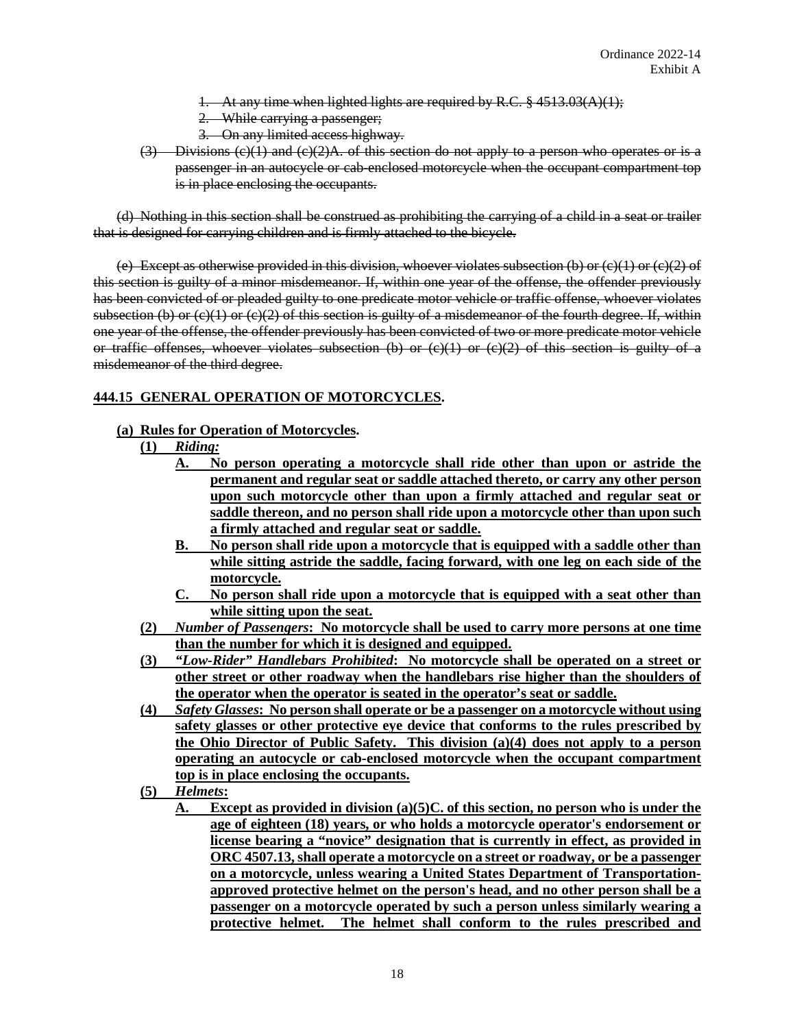1. ~~At any time when lighted lights are required by R.C. § 4513.03(A)(1);~~
2. ~~While carrying a passenger;~~
3. ~~On any limited access highway.~~

~~(3) Divisions (c)(1) and (c)(2)A. of this section do not apply to a person who operates or is a passenger in an autocycle or cab-enclosed motorcycle when the occupant compartment top is in place enclosing the occupants.~~

~~(d) Nothing in this section shall be construed as prohibiting the carrying of a child in a seat or trailer that is designed for carrying children and is firmly attached to the bicycle.~~

~~(e) Except as otherwise provided in this division, whoever violates subsection (b) or (c)(1) or (c)(2) of this section is guilty of a minor misdemeanor. If, within one year of the offense, the offender previously has been convicted of or pleaded guilty to one predicate motor vehicle or traffic offense, whoever violates subsection (b) or (c)(1) or (c)(2) of this section is guilty of a misdemeanor of the fourth degree. If, within one year of the offense, the offender previously has been convicted of two or more predicate motor vehicle or traffic offenses, whoever violates subsection (b) or (c)(1) or (c)(2) of this section is guilty of a misdemeanor of the third degree.~~

**444.15 GENERAL OPERATION OF MOTORCYCLES.**

**(a) Rules for Operation of Motorcycles.**

**(1)** ***Riding:***

**A. No person operating a motorcycle shall ride other than upon or astride the permanent and regular seat or saddle attached thereto, or carry any other person upon such motorcycle other than upon a firmly attached and regular seat or saddle thereon, and no person shall ride upon a motorcycle other than upon such a firmly attached and regular seat or saddle.**

**B. No person shall ride upon a motorcycle that is equipped with a saddle other than while sitting astride the saddle, facing forward, with one leg on each side of the motorcycle.**

**C. No person shall ride upon a motorcycle that is equipped with a seat other than while sitting upon the seat.**

**(2)** ***Number of Passengers*****: No motorcycle shall be used to carry more persons at one time than the number for which it is designed and equipped.**

**(3)** ***"Low-Rider" Handlebars Prohibited*****: No motorcycle shall be operated on a street or other street or other roadway when the handlebars rise higher than the shoulders of the operator when the operator is seated in the operator's seat or saddle.**

**(4)** ***Safety Glasses*****: No person shall operate or be a passenger on a motorcycle without using safety glasses or other protective eye device that conforms to the rules prescribed by the Ohio Director of Public Safety. This division (a)(4) does not apply to a person operating an autocycle or cab-enclosed motorcycle when the occupant compartment top is in place enclosing the occupants.**

**(5)** ***Helmets*****:**

**A. Except as provided in division (a)(5)C. of this section, no person who is under the age of eighteen (18) years, or who holds a motorcycle operator's endorsement or license bearing a "novice" designation that is currently in effect, as provided in ORC 4507.13, shall operate a motorcycle on a street or roadway, or be a passenger on a motorcycle, unless wearing a United States Department of Transportation-approved protective helmet on the person's head, and no other person shall be a passenger on a motorcycle operated by such a person unless similarly wearing a protective helmet. The helmet shall conform to the rules prescribed and**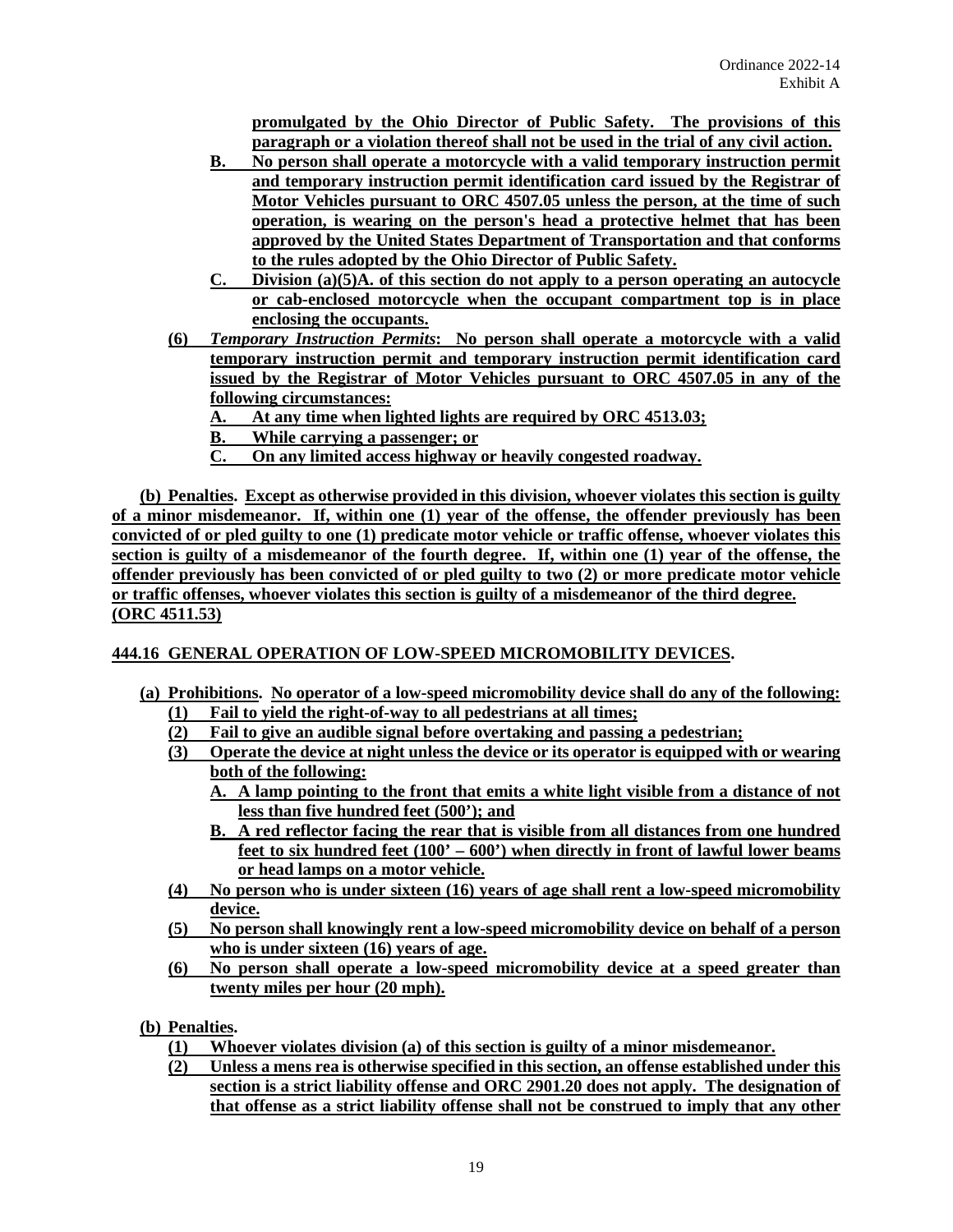**promulgated by the Ohio Director of Public Safety. The provisions of this paragraph or a violation thereof shall not be used in the trial of any civil action.**

**B. No person shall operate a motorcycle with a valid temporary instruction permit and temporary instruction permit identification card issued by the Registrar of Motor Vehicles pursuant to ORC 4507.05 unless the person, at the time of such operation, is wearing on the person's head a protective helmet that has been approved by the United States Department of Transportation and that conforms to the rules adopted by the Ohio Director of Public Safety.**

**C. Division (a)(5)A. of this section do not apply to a person operating an autocycle or cab-enclosed motorcycle when the occupant compartment top is in place enclosing the occupants.**

**(6) *Temporary Instruction Permits*: No person shall operate a motorcycle with a valid temporary instruction permit and temporary instruction permit identification card issued by the Registrar of Motor Vehicles pursuant to ORC 4507.05 in any of the following circumstances:**

**A. At any time when lighted lights are required by ORC 4513.03;**

**B. While carrying a passenger; or**

**C. On any limited access highway or heavily congested roadway.**

**(b) Penalties. Except as otherwise provided in this division, whoever violates this section is guilty of a minor misdemeanor. If, within one (1) year of the offense, the offender previously has been convicted of or pled guilty to one (1) predicate motor vehicle or traffic offense, whoever violates this section is guilty of a misdemeanor of the fourth degree. If, within one (1) year of the offense, the offender previously has been convicted of or pled guilty to two (2) or more predicate motor vehicle or traffic offenses, whoever violates this section is guilty of a misdemeanor of the third degree. (ORC 4511.53)**

**444.16 GENERAL OPERATION OF LOW-SPEED MICROMOBILITY DEVICES.**

**(a) Prohibitions. No operator of a low-speed micromobility device shall do any of the following:**

**(1) Fail to yield the right-of-way to all pedestrians at all times;**

**(2) Fail to give an audible signal before overtaking and passing a pedestrian;**

**(3) Operate the device at night unless the device or its operator is equipped with or wearing both of the following:**

**A. A lamp pointing to the front that emits a white light visible from a distance of not less than five hundred feet (500'); and**

**B. A red reflector facing the rear that is visible from all distances from one hundred feet to six hundred feet (100' – 600') when directly in front of lawful lower beams or head lamps on a motor vehicle.**

**(4) No person who is under sixteen (16) years of age shall rent a low-speed micromobility device.**

**(5) No person shall knowingly rent a low-speed micromobility device on behalf of a person who is under sixteen (16) years of age.**

**(6) No person shall operate a low-speed micromobility device at a speed greater than twenty miles per hour (20 mph).**

**(b) Penalties.**

**(1) Whoever violates division (a) of this section is guilty of a minor misdemeanor.**

**(2) Unless a mens rea is otherwise specified in this section, an offense established under this section is a strict liability offense and ORC 2901.20 does not apply. The designation of that offense as a strict liability offense shall not be construed to imply that any other**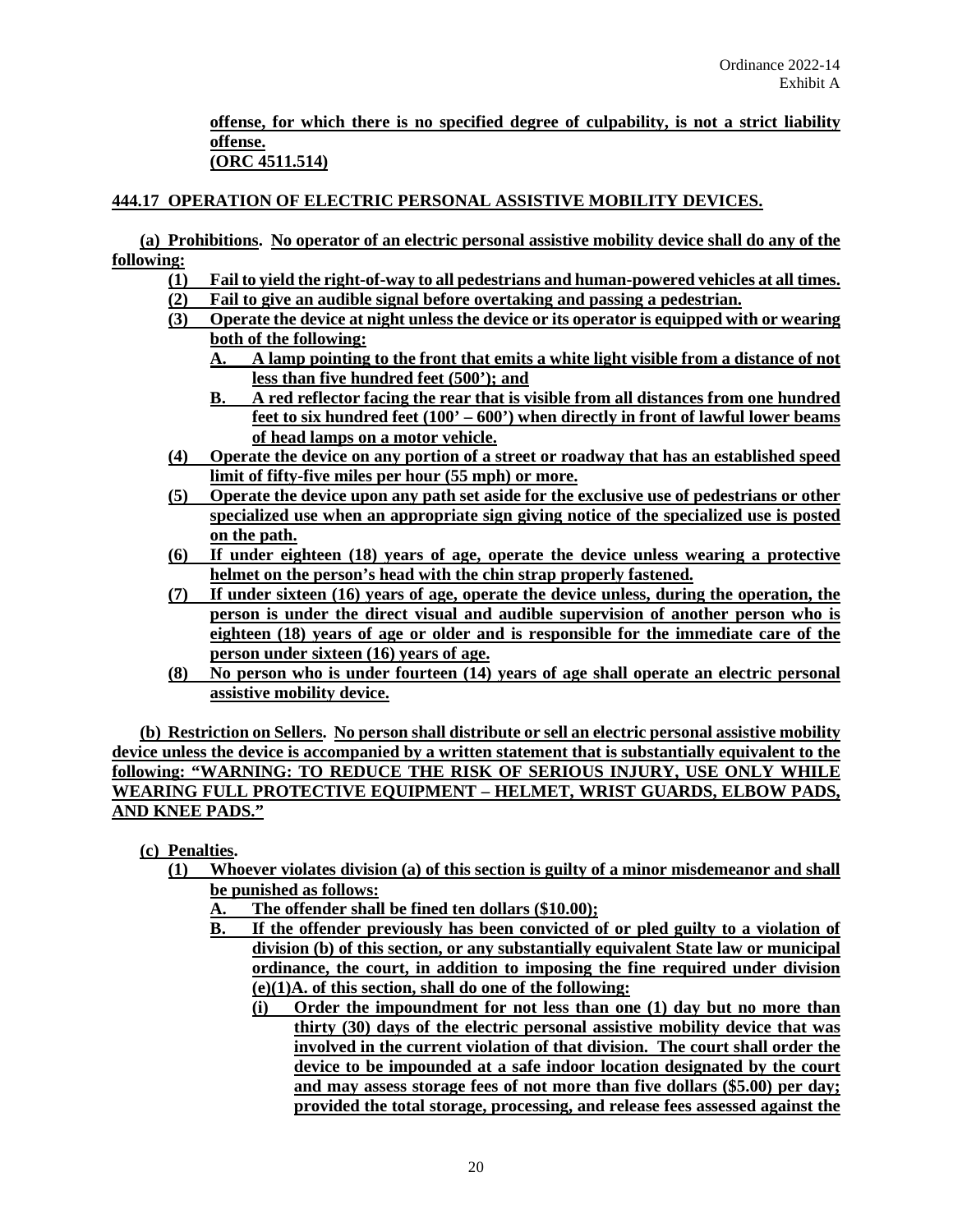**offense, for which there is no specified degree of culpability, is not a strict liability offense.**
**(ORC 4511.514)**

## 444.17 OPERATION OF ELECTRIC PERSONAL ASSISTIVE MOBILITY DEVICES.

**(a) Prohibitions. No operator of an electric personal assistive mobility device shall do any of the following:**

**(1) Fail to yield the right-of-way to all pedestrians and human-powered vehicles at all times.**

**(2) Fail to give an audible signal before overtaking and passing a pedestrian.**

**(3) Operate the device at night unless the device or its operator is equipped with or wearing both of the following:**

**A. A lamp pointing to the front that emits a white light visible from a distance of not less than five hundred feet (500'); and**

**B. A red reflector facing the rear that is visible from all distances from one hundred feet to six hundred feet (100' – 600') when directly in front of lawful lower beams of head lamps on a motor vehicle.**

**(4) Operate the device on any portion of a street or roadway that has an established speed limit of fifty-five miles per hour (55 mph) or more.**

**(5) Operate the device upon any path set aside for the exclusive use of pedestrians or other specialized use when an appropriate sign giving notice of the specialized use is posted on the path.**

**(6) If under eighteen (18) years of age, operate the device unless wearing a protective helmet on the person's head with the chin strap properly fastened.**

**(7) If under sixteen (16) years of age, operate the device unless, during the operation, the person is under the direct visual and audible supervision of another person who is eighteen (18) years of age or older and is responsible for the immediate care of the person under sixteen (16) years of age.**

**(8) No person who is under fourteen (14) years of age shall operate an electric personal assistive mobility device.**

**(b) Restriction on Sellers. No person shall distribute or sell an electric personal assistive mobility device unless the device is accompanied by a written statement that is substantially equivalent to the following: "WARNING: TO REDUCE THE RISK OF SERIOUS INJURY, USE ONLY WHILE WEARING FULL PROTECTIVE EQUIPMENT – HELMET, WRIST GUARDS, ELBOW PADS, AND KNEE PADS."**

**(c) Penalties.**

**(1) Whoever violates division (a) of this section is guilty of a minor misdemeanor and shall be punished as follows:**

**A. The offender shall be fined ten dollars ($10.00);**

**B. If the offender previously has been convicted of or pled guilty to a violation of division (b) of this section, or any substantially equivalent State law or municipal ordinance, the court, in addition to imposing the fine required under division (e)(1)A. of this section, shall do one of the following:**

**(i) Order the impoundment for not less than one (1) day but no more than thirty (30) days of the electric personal assistive mobility device that was involved in the current violation of that division. The court shall order the device to be impounded at a safe indoor location designated by the court and may assess storage fees of not more than five dollars ($5.00) per day; provided the total storage, processing, and release fees assessed against the**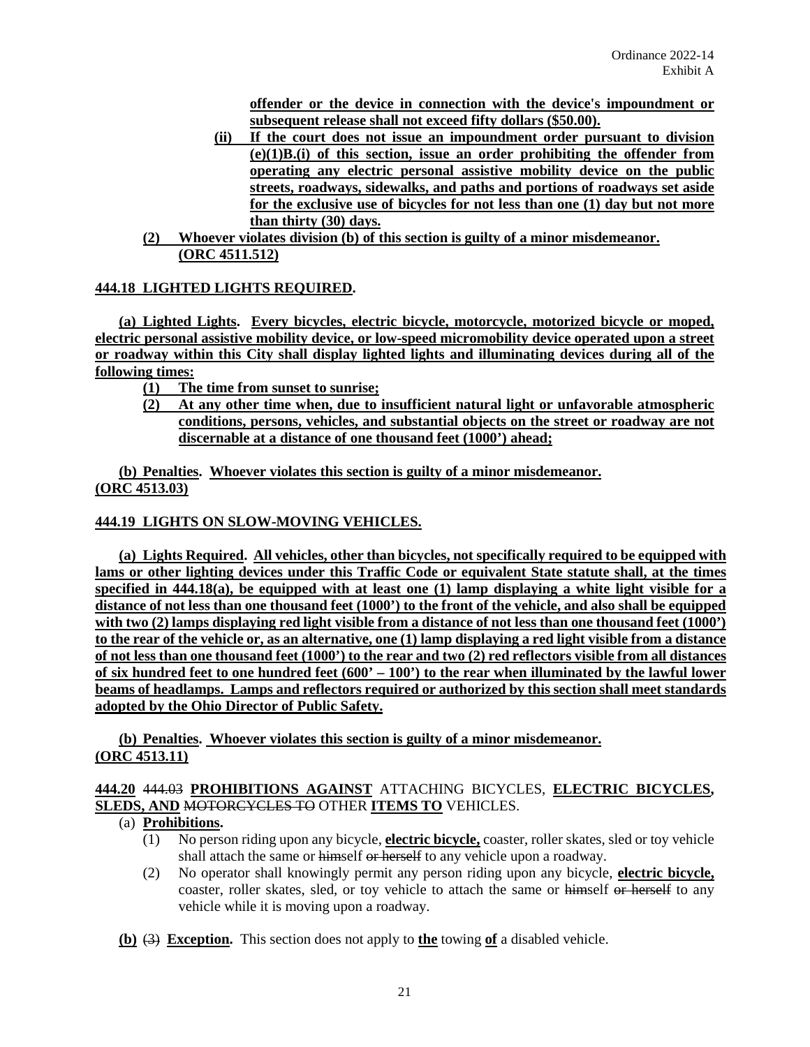**offender or the device in connection with the device's impoundment or subsequent release shall not exceed fifty dollars ($50.00).**

**(ii) If the court does not issue an impoundment order pursuant to division (e)(1)B.(i) of this section, issue an order prohibiting the offender from operating any electric personal assistive mobility device on the public streets, roadways, sidewalks, and paths and portions of roadways set aside for the exclusive use of bicycles for not less than one (1) day but not more than thirty (30) days.**

**(2) Whoever violates division (b) of this section is guilty of a minor misdemeanor. (ORC 4511.512)**

**444.18 LIGHTED LIGHTS REQUIRED.**

**(a) Lighted Lights. Every bicycles, electric bicycle, motorcycle, motorized bicycle or moped, electric personal assistive mobility device, or low-speed micromobility device operated upon a street or roadway within this City shall display lighted lights and illuminating devices during all of the following times:**

**(1) The time from sunset to sunrise;**

**(2) At any other time when, due to insufficient natural light or unfavorable atmospheric conditions, persons, vehicles, and substantial objects on the street or roadway are not discernable at a distance of one thousand feet (1000') ahead;**

**(b) Penalties. Whoever violates this section is guilty of a minor misdemeanor. (ORC 4513.03)**

**444.19 LIGHTS ON SLOW-MOVING VEHICLES.**

**(a) Lights Required. All vehicles, other than bicycles, not specifically required to be equipped with lams or other lighting devices under this Traffic Code or equivalent State statute shall, at the times specified in 444.18(a), be equipped with at least one (1) lamp displaying a white light visible for a distance of not less than one thousand feet (1000') to the front of the vehicle, and also shall be equipped with two (2) lamps displaying red light visible from a distance of not less than one thousand feet (1000') to the rear of the vehicle or, as an alternative, one (1) lamp displaying a red light visible from a distance of not less than one thousand feet (1000') to the rear and two (2) red reflectors visible from all distances of six hundred feet to one hundred feet (600' – 100') to the rear when illuminated by the lawful lower beams of headlamps. Lamps and reflectors required or authorized by this section shall meet standards adopted by the Ohio Director of Public Safety.**

**(b) Penalties. Whoever violates this section is guilty of a minor misdemeanor. (ORC 4513.11)**

**444.20** ~~444.03~~ **PROHIBITIONS AGAINST** ATTACHING BICYCLES, **ELECTRIC BICYCLES, SLEDS, AND** ~~MOTORCYCLES TO~~ OTHER **ITEMS TO** VEHICLES.

(a) **Prohibitions.**

(1) No person riding upon any bicycle, **electric bicycle,** coaster, roller skates, sled or toy vehicle shall attach the same or ~~him~~self ~~or herself~~ to any vehicle upon a roadway.

(2) No operator shall knowingly permit any person riding upon any bicycle, **electric bicycle,** coaster, roller skates, sled, or toy vehicle to attach the same or ~~him~~self ~~or herself~~ to any vehicle while it is moving upon a roadway.

**(b)** ~~(3)~~ **Exception.** This section does not apply to **the** towing **of** a disabled vehicle.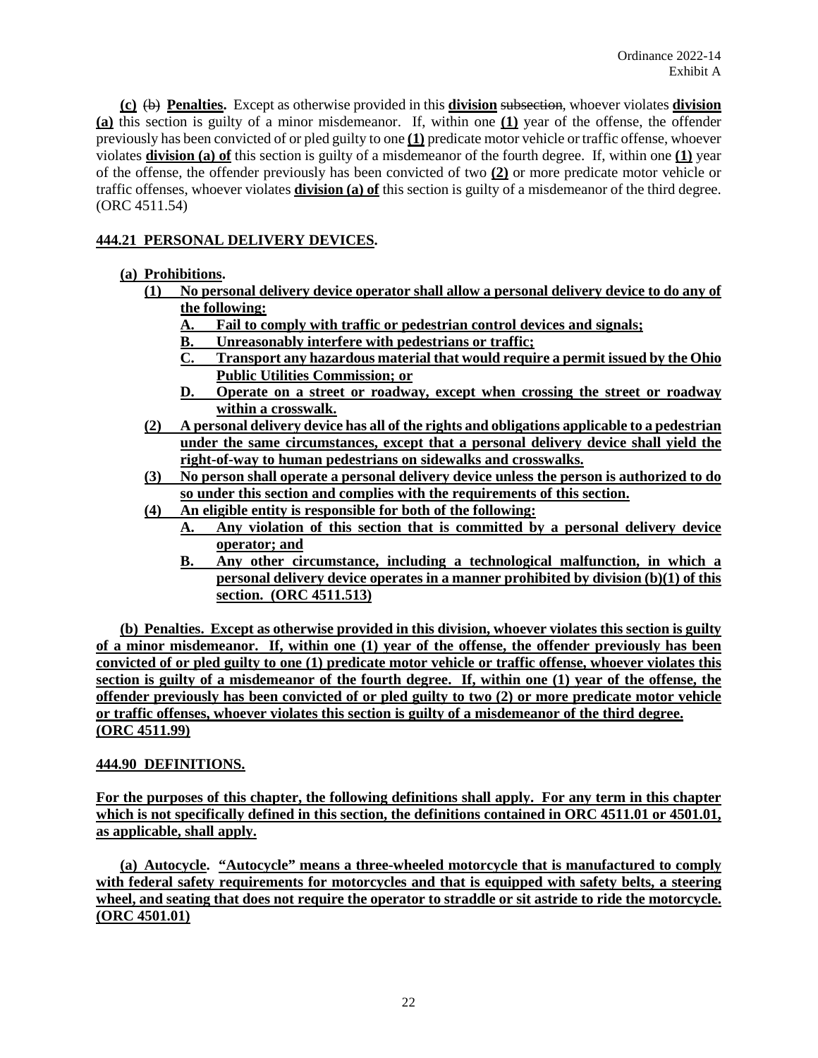**(c)** ~~(b)~~ **Penalties.** Except as otherwise provided in this **division** ~~subsection~~, whoever violates **division (a)** this section is guilty of a minor misdemeanor. If, within one **(1)** year of the offense, the offender previously has been convicted of or pled guilty to one **(1)** predicate motor vehicle or traffic offense, whoever violates **division (a) of** this section is guilty of a misdemeanor of the fourth degree. If, within one **(1)** year of the offense, the offender previously has been convicted of two **(2)** or more predicate motor vehicle or traffic offenses, whoever violates **division (a) of** this section is guilty of a misdemeanor of the third degree. (ORC 4511.54)

**444.21 PERSONAL DELIVERY DEVICES.**

**(a) Prohibitions.**

**(1) No personal delivery device operator shall allow a personal delivery device to do any of the following:**

**A. Fail to comply with traffic or pedestrian control devices and signals;**

**B. Unreasonably interfere with pedestrians or traffic;**

**C. Transport any hazardous material that would require a permit issued by the Ohio Public Utilities Commission; or**

**D. Operate on a street or roadway, except when crossing the street or roadway within a crosswalk.**

**(2) A personal delivery device has all of the rights and obligations applicable to a pedestrian under the same circumstances, except that a personal delivery device shall yield the right-of-way to human pedestrians on sidewalks and crosswalks.**

**(3) No person shall operate a personal delivery device unless the person is authorized to do so under this section and complies with the requirements of this section.**

**(4) An eligible entity is responsible for both of the following:**

**A. Any violation of this section that is committed by a personal delivery device operator; and**

**B. Any other circumstance, including a technological malfunction, in which a personal delivery device operates in a manner prohibited by division (b)(1) of this section. (ORC 4511.513)**

**(b) Penalties. Except as otherwise provided in this division, whoever violates this section is guilty of a minor misdemeanor. If, within one (1) year of the offense, the offender previously has been convicted of or pled guilty to one (1) predicate motor vehicle or traffic offense, whoever violates this section is guilty of a misdemeanor of the fourth degree. If, within one (1) year of the offense, the offender previously has been convicted of or pled guilty to two (2) or more predicate motor vehicle or traffic offenses, whoever violates this section is guilty of a misdemeanor of the third degree. (ORC 4511.99)**

**444.90 DEFINITIONS.**

**For the purposes of this chapter, the following definitions shall apply. For any term in this chapter which is not specifically defined in this section, the definitions contained in ORC 4511.01 or 4501.01, as applicable, shall apply.**

**(a) Autocycle. "Autocycle" means a three-wheeled motorcycle that is manufactured to comply with federal safety requirements for motorcycles and that is equipped with safety belts, a steering wheel, and seating that does not require the operator to straddle or sit astride to ride the motorcycle. (ORC 4501.01)**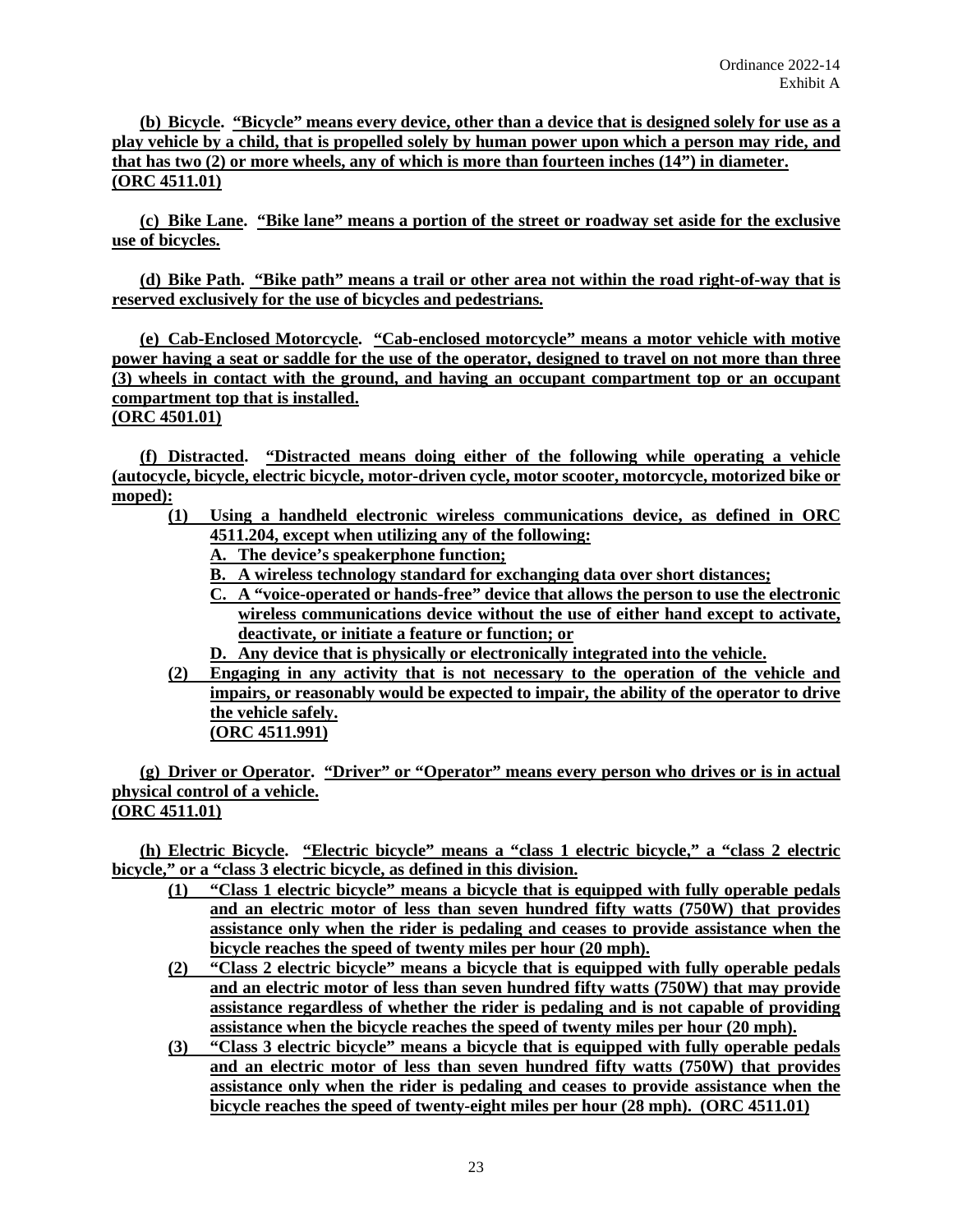**(b) Bicycle. "Bicycle" means every device, other than a device that is designed solely for use as a play vehicle by a child, that is propelled solely by human power upon which a person may ride, and that has two (2) or more wheels, any of which is more than fourteen inches (14") in diameter.**
**(ORC 4511.01)**

**(c) Bike Lane. "Bike lane" means a portion of the street or roadway set aside for the exclusive use of bicycles.**

**(d) Bike Path. "Bike path" means a trail or other area not within the road right-of-way that is reserved exclusively for the use of bicycles and pedestrians.**

**(e) Cab-Enclosed Motorcycle. "Cab-enclosed motorcycle" means a motor vehicle with motive power having a seat or saddle for the use of the operator, designed to travel on not more than three (3) wheels in contact with the ground, and having an occupant compartment top or an occupant compartment top that is installed.**
**(ORC 4501.01)**

**(f) Distracted. "Distracted means doing either of the following while operating a vehicle (autocycle, bicycle, electric bicycle, motor-driven cycle, motor scooter, motorcycle, motorized bike or moped):**

- **(1) Using a handheld electronic wireless communications device, as defined in ORC 4511.204, except when utilizing any of the following:**
  - **A. The device's speakerphone function;**
  - **B. A wireless technology standard for exchanging data over short distances;**
  - **C. A "voice-operated or hands-free" device that allows the person to use the electronic wireless communications device without the use of either hand except to activate, deactivate, or initiate a feature or function; or**
  - **D. Any device that is physically or electronically integrated into the vehicle.**
- **(2) Engaging in any activity that is not necessary to the operation of the vehicle and impairs, or reasonably would be expected to impair, the ability of the operator to drive the vehicle safely.**
  **(ORC 4511.991)**

**(g) Driver or Operator. "Driver" or "Operator" means every person who drives or is in actual physical control of a vehicle.**
**(ORC 4511.01)**

**(h) Electric Bicycle. "Electric bicycle" means a "class 1 electric bicycle," a "class 2 electric bicycle," or a "class 3 electric bicycle, as defined in this division.**

- **(1) "Class 1 electric bicycle" means a bicycle that is equipped with fully operable pedals and an electric motor of less than seven hundred fifty watts (750W) that provides assistance only when the rider is pedaling and ceases to provide assistance when the bicycle reaches the speed of twenty miles per hour (20 mph).**
- **(2) "Class 2 electric bicycle" means a bicycle that is equipped with fully operable pedals and an electric motor of less than seven hundred fifty watts (750W) that may provide assistance regardless of whether the rider is pedaling and is not capable of providing assistance when the bicycle reaches the speed of twenty miles per hour (20 mph).**
- **(3) "Class 3 electric bicycle" means a bicycle that is equipped with fully operable pedals and an electric motor of less than seven hundred fifty watts (750W) that provides assistance only when the rider is pedaling and ceases to provide assistance when the bicycle reaches the speed of twenty-eight miles per hour (28 mph). (ORC 4511.01)**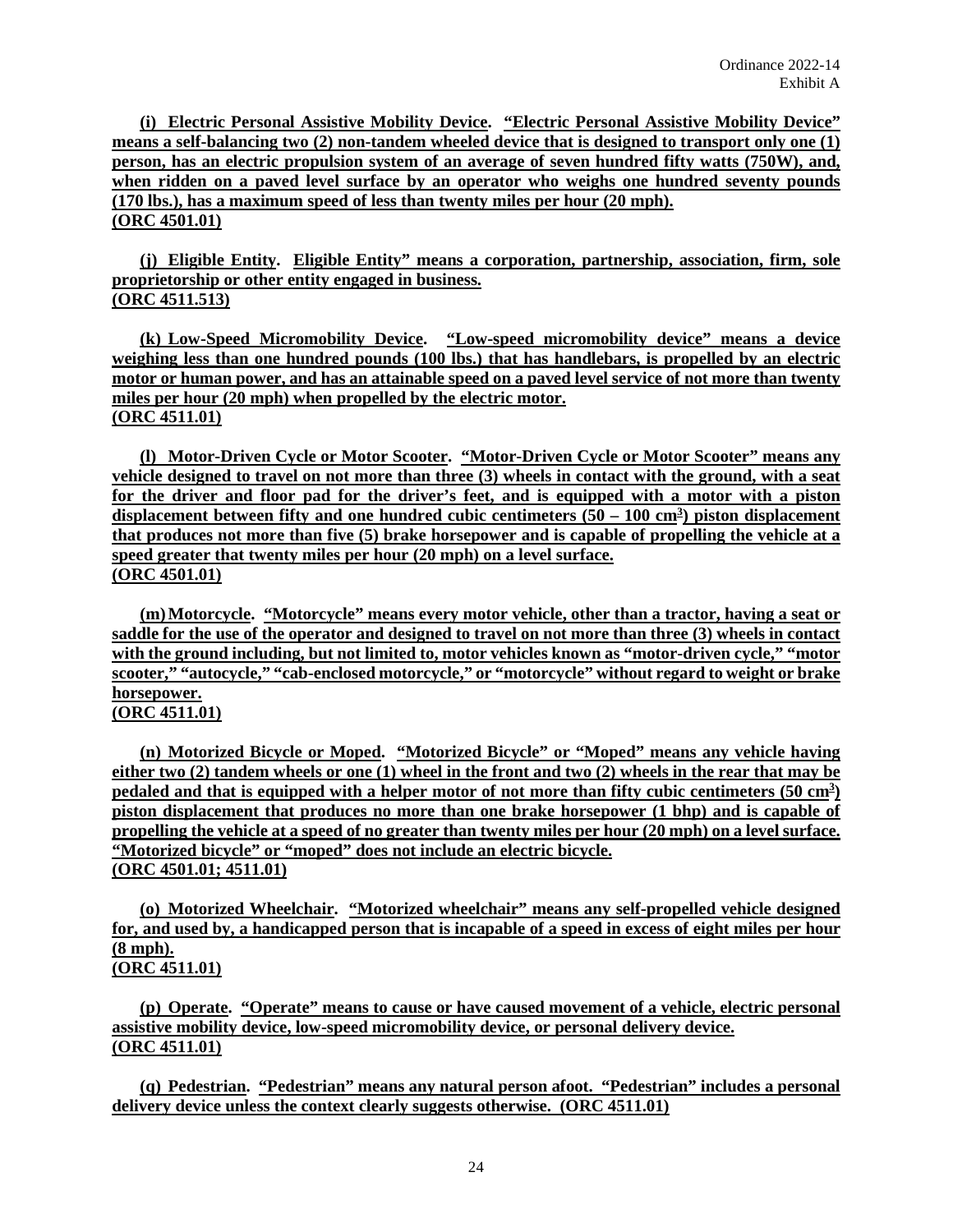**(i) Electric Personal Assistive Mobility Device. "Electric Personal Assistive Mobility Device" means a self-balancing two (2) non-tandem wheeled device that is designed to transport only one (1) person, has an electric propulsion system of an average of seven hundred fifty watts (750W), and, when ridden on a paved level surface by an operator who weighs one hundred seventy pounds (170 lbs.), has a maximum speed of less than twenty miles per hour (20 mph).**
**(ORC 4501.01)**

**(j) Eligible Entity. Eligible Entity" means a corporation, partnership, association, firm, sole proprietorship or other entity engaged in business.**
**(ORC 4511.513)**

**(k) Low-Speed Micromobility Device. "Low-speed micromobility device" means a device weighing less than one hundred pounds (100 lbs.) that has handlebars, is propelled by an electric motor or human power, and has an attainable speed on a paved level service of not more than twenty miles per hour (20 mph) when propelled by the electric motor.**
**(ORC 4511.01)**

**(l) Motor-Driven Cycle or Motor Scooter. "Motor-Driven Cycle or Motor Scooter" means any vehicle designed to travel on not more than three (3) wheels in contact with the ground, with a seat for the driver and floor pad for the driver's feet, and is equipped with a motor with a piston displacement between fifty and one hundred cubic centimeters (50 – 100 cm[3]) piston displacement that produces not more than five (5) brake horsepower and is capable of propelling the vehicle at a speed greater that twenty miles per hour (20 mph) on a level surface.**
**(ORC 4501.01)**

**(m) Motorcycle. "Motorcycle" means every motor vehicle, other than a tractor, having a seat or saddle for the use of the operator and designed to travel on not more than three (3) wheels in contact with the ground including, but not limited to, motor vehicles known as "motor-driven cycle," "motor scooter," "autocycle," "cab-enclosed motorcycle," or "motorcycle" without regard to weight or brake horsepower.**
**(ORC 4511.01)**

**(n) Motorized Bicycle or Moped. "Motorized Bicycle" or "Moped" means any vehicle having either two (2) tandem wheels or one (1) wheel in the front and two (2) wheels in the rear that may be pedaled and that is equipped with a helper motor of not more than fifty cubic centimeters (50 cm[3]) piston displacement that produces no more than one brake horsepower (1 bhp) and is capable of propelling the vehicle at a speed of no greater than twenty miles per hour (20 mph) on a level surface. "Motorized bicycle" or "moped" does not include an electric bicycle.**
**(ORC 4501.01; 4511.01)**

**(o) Motorized Wheelchair. "Motorized wheelchair" means any self-propelled vehicle designed for, and used by, a handicapped person that is incapable of a speed in excess of eight miles per hour (8 mph).**
**(ORC 4511.01)**

**(p) Operate. "Operate" means to cause or have caused movement of a vehicle, electric personal assistive mobility device, low-speed micromobility device, or personal delivery device.**
**(ORC 4511.01)**

**(q) Pedestrian. "Pedestrian" means any natural person afoot. "Pedestrian" includes a personal delivery device unless the context clearly suggests otherwise. (ORC 4511.01)**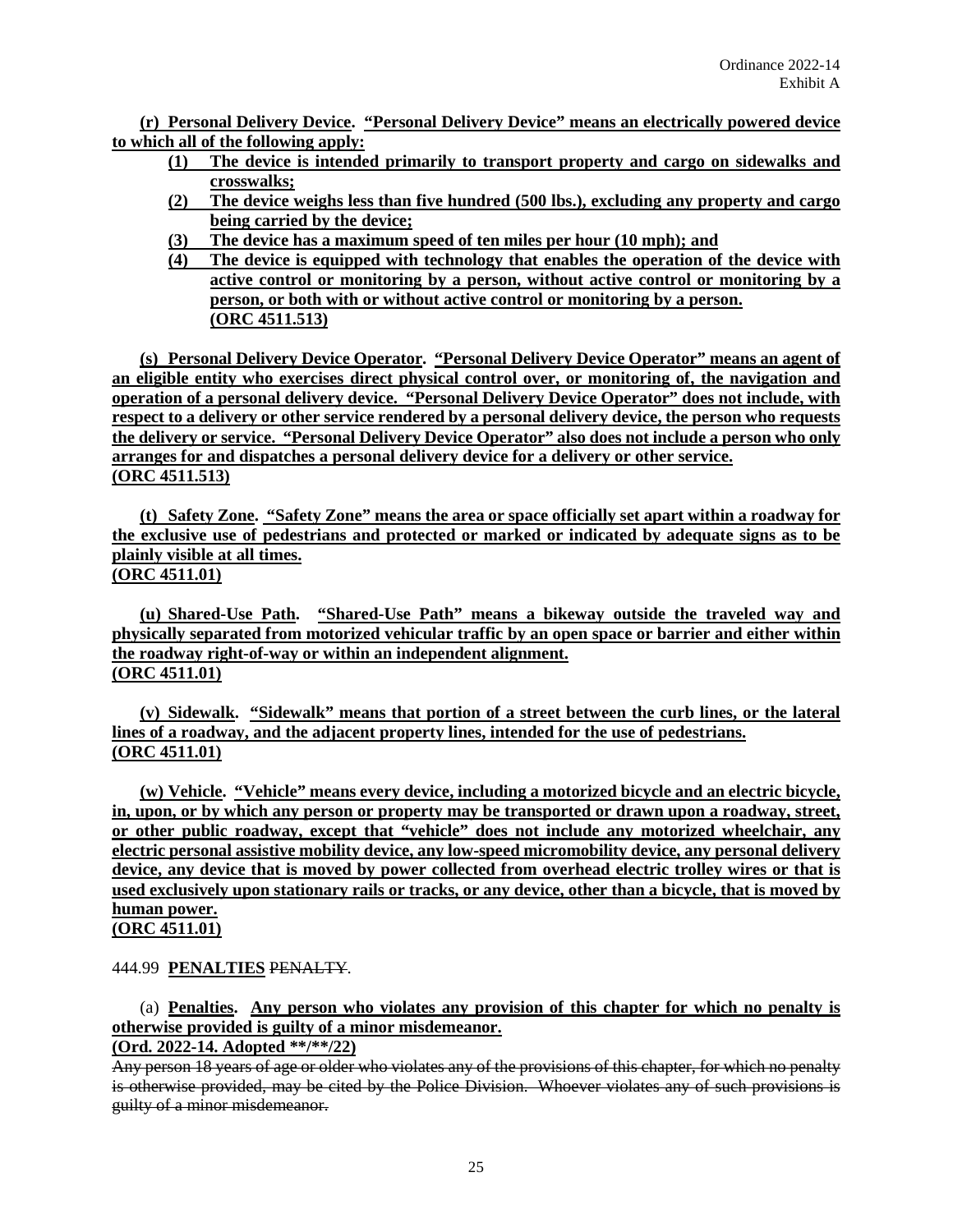**(r) Personal Delivery Device. "Personal Delivery Device" means an electrically powered device to which all of the following apply:**

1. **The device is intended primarily to transport property and cargo on sidewalks and crosswalks;**
2. **The device weighs less than five hundred (500 lbs.), excluding any property and cargo being carried by the device;**
3. **The device has a maximum speed of ten miles per hour (10 mph); and**
4. **The device is equipped with technology that enables the operation of the device with active control or monitoring by a person, without active control or monitoring by a person, or both with or without active control or monitoring by a person.**
   **(ORC 4511.513)**

**(s) Personal Delivery Device Operator. "Personal Delivery Device Operator" means an agent of an eligible entity who exercises direct physical control over, or monitoring of, the navigation and operation of a personal delivery device. "Personal Delivery Device Operator" does not include, with respect to a delivery or other service rendered by a personal delivery device, the person who requests the delivery or service. "Personal Delivery Device Operator" also does not include a person who only arranges for and dispatches a personal delivery device for a delivery or other service.**
**(ORC 4511.513)**

**(t) Safety Zone. "Safety Zone" means the area or space officially set apart within a roadway for the exclusive use of pedestrians and protected or marked or indicated by adequate signs as to be plainly visible at all times.**
**(ORC 4511.01)**

**(u) Shared-Use Path. "Shared-Use Path" means a bikeway outside the traveled way and physically separated from motorized vehicular traffic by an open space or barrier and either within the roadway right-of-way or within an independent alignment.**
**(ORC 4511.01)**

**(v) Sidewalk. "Sidewalk" means that portion of a street between the curb lines, or the lateral lines of a roadway, and the adjacent property lines, intended for the use of pedestrians.**
**(ORC 4511.01)**

**(w) Vehicle. "Vehicle" means every device, including a motorized bicycle and an electric bicycle, in, upon, or by which any person or property may be transported or drawn upon a roadway, street, or other public roadway, except that "vehicle" does not include any motorized wheelchair, any electric personal assistive mobility device, any low-speed micromobility device, any personal delivery device, any device that is moved by power collected from overhead electric trolley wires or that is used exclusively upon stationary rails or tracks, or any device, other than a bicycle, that is moved by human power.**
**(ORC 4511.01)**

444.99 **PENALTIES** ~~PENALTY~~.

(a) **Penalties. Any person who violates any provision of this chapter for which no penalty is otherwise provided is guilty of a minor misdemeanor.**
**(Ord. 2022-14. Adopted \*\*/\*\*/22)**

~~Any person 18 years of age or older who violates any of the provisions of this chapter, for which no penalty is otherwise provided, may be cited by the Police Division. Whoever violates any of such provisions is guilty of a minor misdemeanor.~~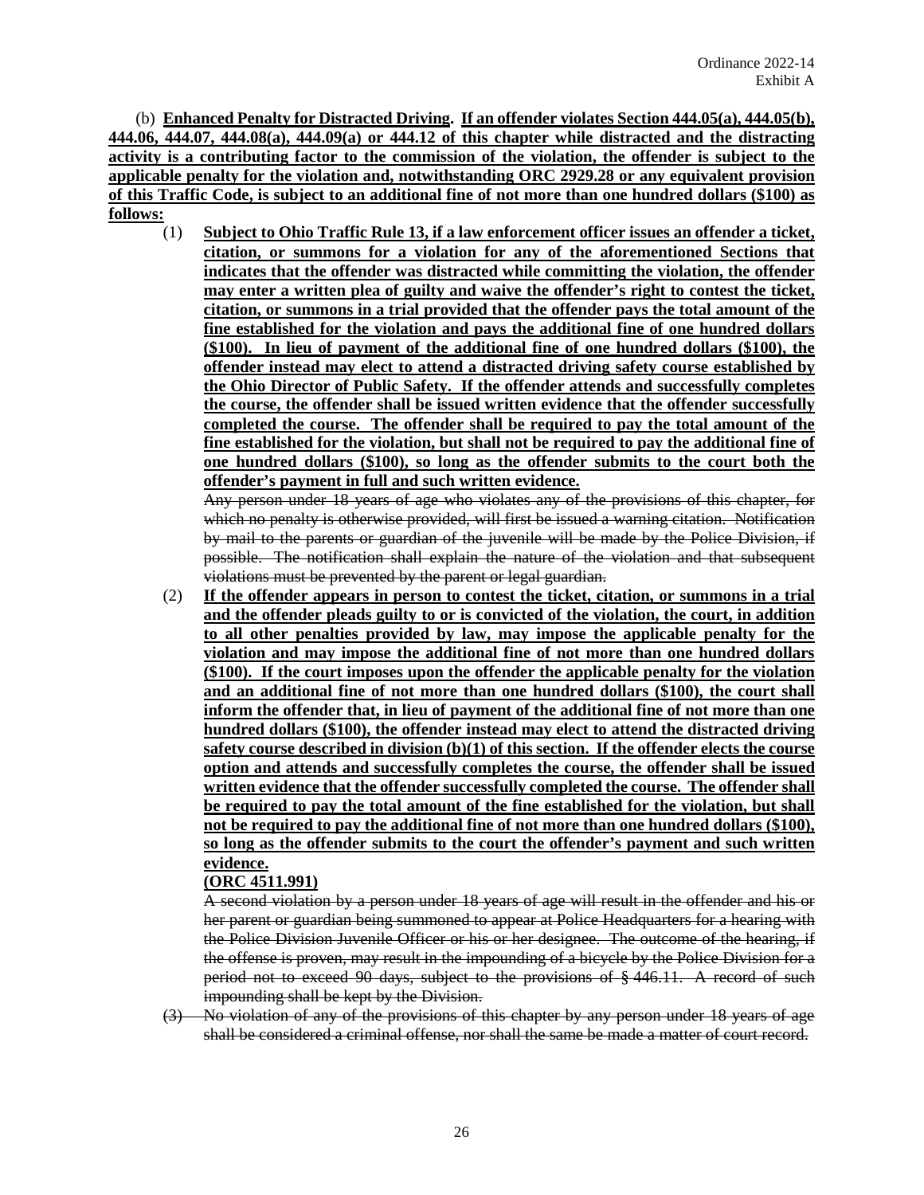(b) **Enhanced Penalty for Distracted Driving. If an offender violates Section 444.05(a), 444.05(b), 444.06, 444.07, 444.08(a), 444.09(a) or 444.12 of this chapter while distracted and the distracting activity is a contributing factor to the commission of the violation, the offender is subject to the applicable penalty for the violation and, notwithstanding ORC 2929.28 or any equivalent provision of this Traffic Code, is subject to an additional fine of not more than one hundred dollars ($100) as follows:**

(1) **Subject to Ohio Traffic Rule 13, if a law enforcement officer issues an offender a ticket, citation, or summons for a violation for any of the aforementioned Sections that indicates that the offender was distracted while committing the violation, the offender may enter a written plea of guilty and waive the offender's right to contest the ticket, citation, or summons in a trial provided that the offender pays the total amount of the fine established for the violation and pays the additional fine of one hundred dollars ($100). In lieu of payment of the additional fine of one hundred dollars ($100), the offender instead may elect to attend a distracted driving safety course established by the Ohio Director of Public Safety. If the offender attends and successfully completes the course, the offender shall be issued written evidence that the offender successfully completed the course. The offender shall be required to pay the total amount of the fine established for the violation, but shall not be required to pay the additional fine of one hundred dollars ($100), so long as the offender submits to the court both the offender's payment in full and such written evidence.**

~~Any person under 18 years of age who violates any of the provisions of this chapter, for which no penalty is otherwise provided, will first be issued a warning citation. Notification by mail to the parents or guardian of the juvenile will be made by the Police Division, if possible. The notification shall explain the nature of the violation and that subsequent violations must be prevented by the parent or legal guardian.~~

(2) **If the offender appears in person to contest the ticket, citation, or summons in a trial and the offender pleads guilty to or is convicted of the violation, the court, in addition to all other penalties provided by law, may impose the applicable penalty for the violation and may impose the additional fine of not more than one hundred dollars ($100). If the court imposes upon the offender the applicable penalty for the violation and an additional fine of not more than one hundred dollars ($100), the court shall inform the offender that, in lieu of payment of the additional fine of not more than one hundred dollars ($100), the offender instead may elect to attend the distracted driving safety course described in division (b)(1) of this section. If the offender elects the course option and attends and successfully completes the course, the offender shall be issued written evidence that the offender successfully completed the course. The offender shall be required to pay the total amount of the fine established for the violation, but shall not be required to pay the additional fine of not more than one hundred dollars ($100), so long as the offender submits to the court the offender's payment and such written evidence.**

**(ORC 4511.991)**

~~A second violation by a person under 18 years of age will result in the offender and his or her parent or guardian being summoned to appear at Police Headquarters for a hearing with the Police Division Juvenile Officer or his or her designee. The outcome of the hearing, if the offense is proven, may result in the impounding of a bicycle by the Police Division for a period not to exceed 90 days, subject to the provisions of § 446.11. A record of such impounding shall be kept by the Division.~~

~~(3) No violation of any of the provisions of this chapter by any person under 18 years of age shall be considered a criminal offense, nor shall the same be made a matter of court record.~~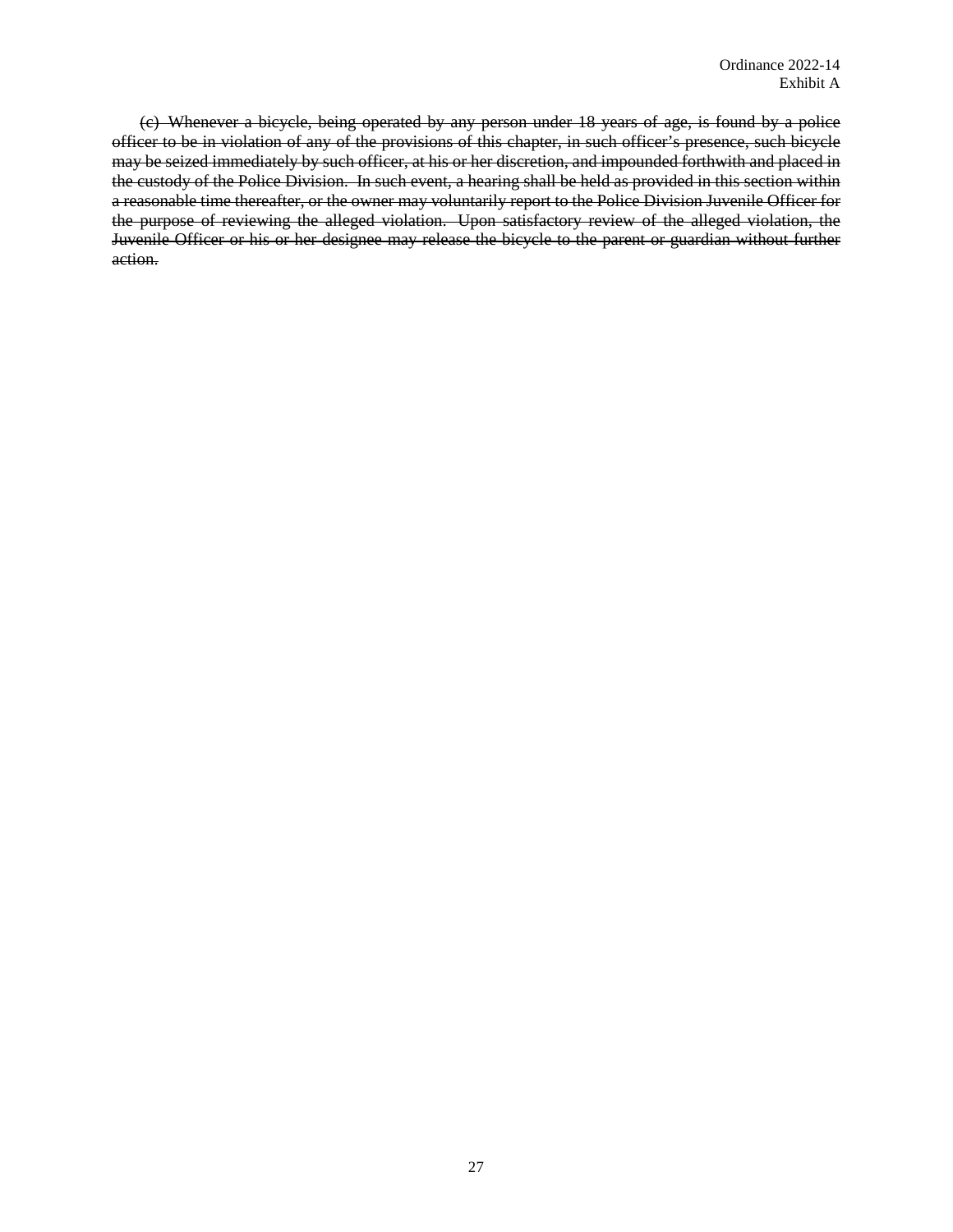~~(c) Whenever a bicycle, being operated by any person under 18 years of age, is found by a police officer to be in violation of any of the provisions of this chapter, in such officer's presence, such bicycle may be seized immediately by such officer, at his or her discretion, and impounded forthwith and placed in the custody of the Police Division. In such event, a hearing shall be held as provided in this section within a reasonable time thereafter, or the owner may voluntarily report to the Police Division Juvenile Officer for the purpose of reviewing the alleged violation. Upon satisfactory review of the alleged violation, the Juvenile Officer or his or her designee may release the bicycle to the parent or guardian without further action.~~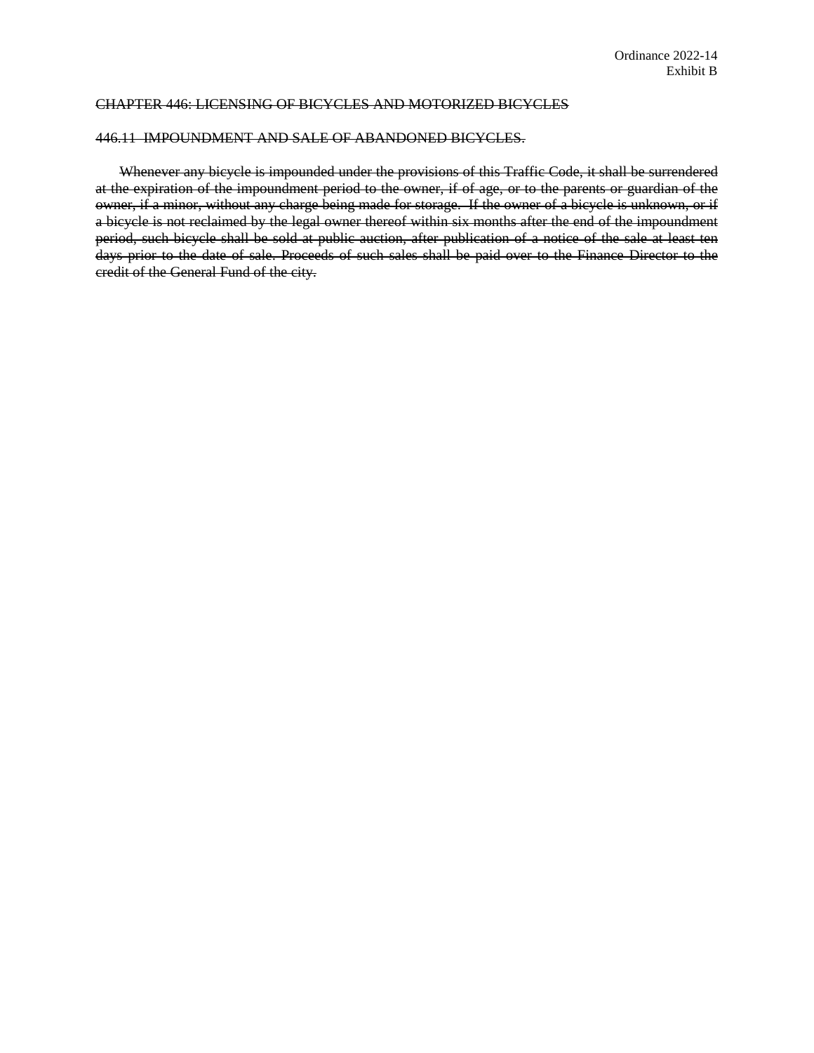Ordinance 2022-14
Exhibit B

~~CHAPTER 446: LICENSING OF BICYCLES AND MOTORIZED BICYCLES~~

~~446.11 IMPOUNDMENT AND SALE OF ABANDONED BICYCLES.~~

~~Whenever any bicycle is impounded under the provisions of this Traffic Code, it shall be surrendered at the expiration of the impoundment period to the owner, if of age, or to the parents or guardian of the owner, if a minor, without any charge being made for storage. If the owner of a bicycle is unknown, or if a bicycle is not reclaimed by the legal owner thereof within six months after the end of the impoundment period, such bicycle shall be sold at public auction, after publication of a notice of the sale at least ten days prior to the date of sale. Proceeds of such sales shall be paid over to the Finance Director to the credit of the General Fund of the city.~~